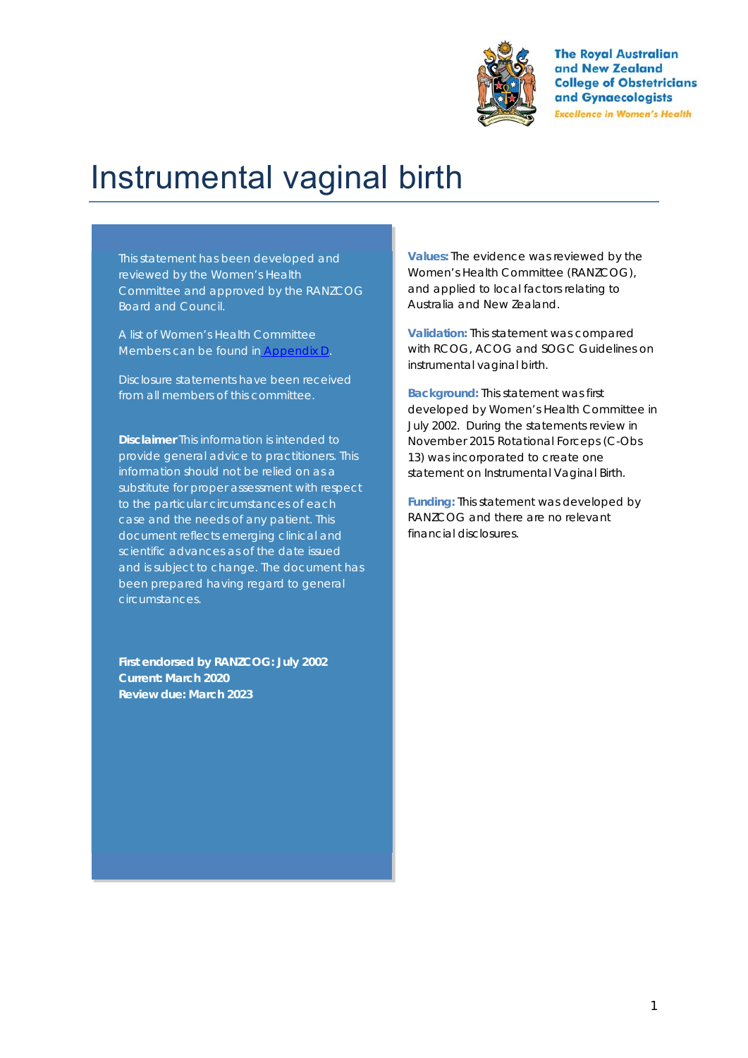The Royal Australian and New Zealand College of Obstetricians and Gynaecologists

*Excellence in Women's Health*

# Instrumental vaginal birth

This statement has been developed and reviewed by the Women's Health Committee and approved by the RANZCOG Board and Council.

A list of Women's Health Committee Members can be found in [Appendix D](#).

Disclosure statements have been received from all members of this committee.

**Disclaimer** This information is intended to provide general advice to practitioners. This information should not be relied on as a substitute for proper assessment with respect to the particular circumstances of each case and the needs of any patient. This document reflects emerging clinical and scientific advances as of the date issued and is subject to change. The document has been prepared having regard to general circumstances.

**First endorsed by RANZCOG: July 2002**
**Current: March 2020**
**Review due: March 2023**

**Values:** The evidence was reviewed by the Women's Health Committee (RANZCOG), and applied to local factors relating to Australia and New Zealand.

**Validation:** This statement was compared with RCOG, ACOG and SOGC Guidelines on instrumental vaginal birth.

**Background:** This statement was first developed by Women's Health Committee in July 2002. During the statements review in November 2015 Rotational Forceps (C-Obs 13) was incorporated to create one statement on Instrumental Vaginal Birth.

**Funding:** This statement was developed by RANZCOG and there are no relevant financial disclosures.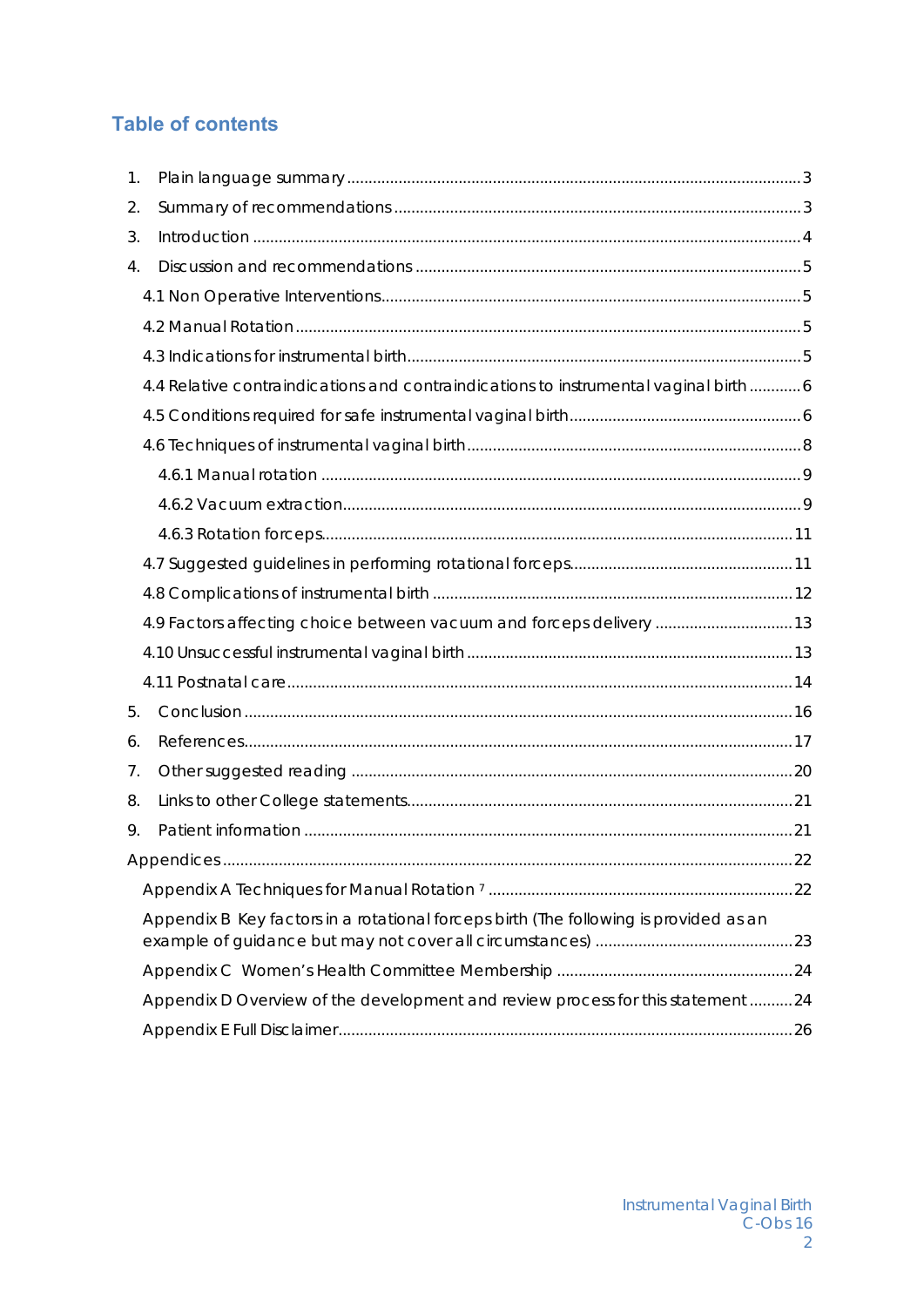## Table of contents

1. Plain language summary ........................................................................................................ 3
2. Summary of recommendations ............................................................................................. 3
3. Introduction .............................................................................................................................. 4
4. Discussion and recommendations ........................................................................................ 5
   - 4.1 Non Operative Interventions ................................................................................................ 5
   - 4.2 Manual Rotation .................................................................................................................... 5
   - 4.3 Indications for instrumental birth .......................................................................................... 5
   - 4.4 Relative contraindications and contraindications to instrumental vaginal birth ............ 6
   - 4.5 Conditions required for safe instrumental vaginal birth ..................................................... 6
   - 4.6 Techniques of instrumental vaginal birth ............................................................................ 8
     - 4.6.1 Manual rotation .............................................................................................................. 9
     - 4.6.2 Vacuum extraction ......................................................................................................... 9
     - 4.6.3 Rotation forceps ............................................................................................................ 11
   - 4.7 Suggested guidelines in performing rotational forceps .................................................. 11
   - 4.8 Complications of instrumental birth ................................................................................... 12
   - 4.9 Factors affecting choice between vacuum and forceps delivery ................................ 13
   - 4.10 Unsuccessful instrumental vaginal birth .......................................................................... 13
   - 4.11 Postnatal care .................................................................................................................... 14
5. Conclusion .............................................................................................................................. 16
6. References ............................................................................................................................... 17
7. Other suggested reading ...................................................................................................... 20
8. Links to other College statements ......................................................................................... 21
9. Patient information ................................................................................................................ 21

Appendices .................................................................................................................................... 22
   - Appendix A Techniques for Manual Rotation [7] ...................................................................... 22
   - Appendix B Key factors in a rotational forceps birth (The following is provided as an example of guidance but may not cover all circumstances) ............................................. 23
   - Appendix C Women's Health Committee Membership ....................................................... 24
   - Appendix D Overview of the development and review process for this statement .......... 24
   - Appendix E Full Disclaimer ......................................................................................................... 26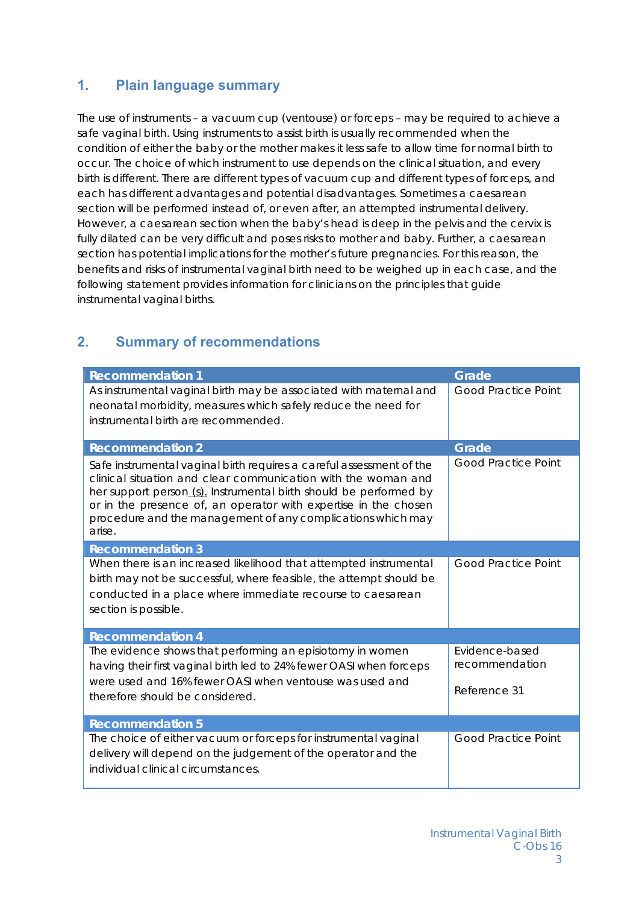## 1. Plain language summary

The use of instruments – a vacuum cup (ventouse) or forceps – may be required to achieve a safe vaginal birth. Using instruments to assist birth is usually recommended when the condition of either the baby or the mother makes it less safe to allow time for normal birth to occur. The choice of which instrument to use depends on the clinical situation, and every birth is different. There are different types of vacuum cup and different types of forceps, and each has different advantages and potential disadvantages. Sometimes a caesarean section will be performed instead of, or even after, an attempted instrumental delivery. However, a caesarean section when the baby's head is deep in the pelvis and the cervix is fully dilated can be very difficult and poses risks to mother and baby. Further, a caesarean section has potential implications for the mother's future pregnancies. For this reason, the benefits and risks of instrumental vaginal birth need to be weighed up in each case, and the following statement provides information for clinicians on the principles that guide instrumental vaginal births.

## 2. Summary of recommendations

| Recommendation 1 | Grade |
|---|---|
| As instrumental vaginal birth may be associated with maternal and neonatal morbidity, measures which safely reduce the need for instrumental birth are recommended. | Good Practice Point |
| **Recommendation 2** | **Grade** |
| Safe instrumental vaginal birth requires a careful assessment of the clinical situation and clear communication with the woman and her support person (s). Instrumental birth should be performed by or in the presence of, an operator with expertise in the chosen procedure and the management of any complications which may arise. | Good Practice Point |
| **Recommendation 3** | |
| When there is an increased likelihood that attempted instrumental birth may not be successful, where feasible, the attempt should be conducted in a place where immediate recourse to caesarean section is possible. | Good Practice Point |
| **Recommendation 4** | |
| The evidence shows that performing an episiotomy in women having their first vaginal birth led to 24% fewer OASI when forceps were used and 16% fewer OASI when ventouse was used and therefore should be considered. | Evidence-based recommendation<br><br>Reference 31 |
| **Recommendation 5** | |
| The choice of either vacuum or forceps for instrumental vaginal delivery will depend on the judgement of the operator and the individual clinical circumstances. | Good Practice Point |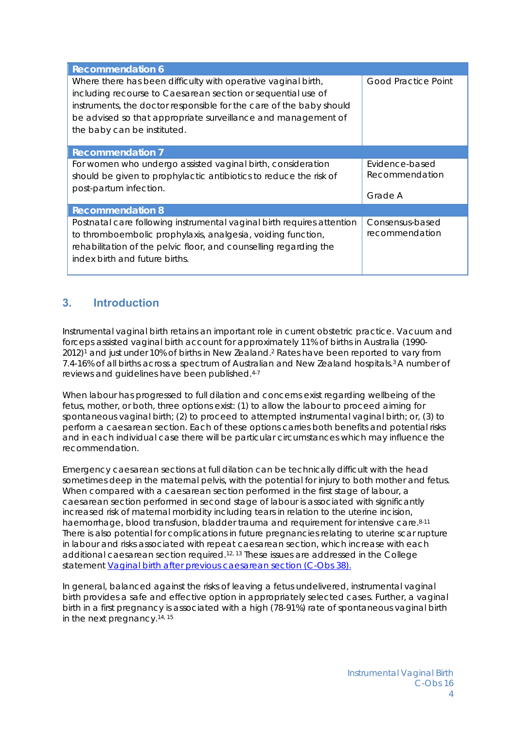| Recommendation 6 | |
|---|---|
| Where there has been difficulty with operative vaginal birth, including recourse to Caesarean section or sequential use of instruments, the doctor responsible for the care of the baby should be advised so that appropriate surveillance and management of the baby can be instituted. | Good Practice Point |
| **Recommendation 7** | |
| For women who undergo assisted vaginal birth, consideration should be given to prophylactic antibiotics to reduce the risk of post-partum infection. | Evidence-based Recommendation<br><br>Grade A |
| **Recommendation 8** | |
| Postnatal care following instrumental vaginal birth requires attention to thromboembolic prophylaxis, analgesia, voiding function, rehabilitation of the pelvic floor, and counselling regarding the index birth and future births. | Consensus-based recommendation |

## 3. Introduction

Instrumental vaginal birth retains an important role in current obstetric practice. Vacuum and forceps assisted vaginal birth account for approximately 11% of births in Australia (1990-2012)[1] and just under 10% of births in New Zealand.[2] Rates have been reported to vary from 7.4-16% of all births across a spectrum of Australian and New Zealand hospitals.[3] A number of reviews and guidelines have been published.[4-7]

When labour has progressed to full dilation and concerns exist regarding wellbeing of the fetus, mother, or both, three options exist: (1) to allow the labour to proceed aiming for spontaneous vaginal birth; (2) to proceed to attempted instrumental vaginal birth; or, (3) to perform a caesarean section. Each of these options carries both benefits and potential risks and in each individual case there will be particular circumstances which may influence the recommendation.

Emergency caesarean sections at full dilation can be technically difficult with the head sometimes deep in the maternal pelvis, with the potential for injury to both mother and fetus. When compared with a caesarean section performed in the first stage of labour, a caesarean section performed in second stage of labour is associated with significantly increased risk of maternal morbidity including tears in relation to the uterine incision, haemorrhage, blood transfusion, bladder trauma and requirement for intensive care.[8-11] There is also potential for complications in future pregnancies relating to uterine scar rupture in labour and risks associated with repeat caesarean section, which increase with each additional caesarean section required.[12, 13] These issues are addressed in the College statement [Vaginal birth after previous caesarean section (C-Obs 38).]()

In general, balanced against the risks of leaving a fetus undelivered, instrumental vaginal birth provides a safe and effective option in appropriately selected cases. Further, a vaginal birth in a first pregnancy is associated with a high (78-91%) rate of spontaneous vaginal birth in the next pregnancy.[14, 15]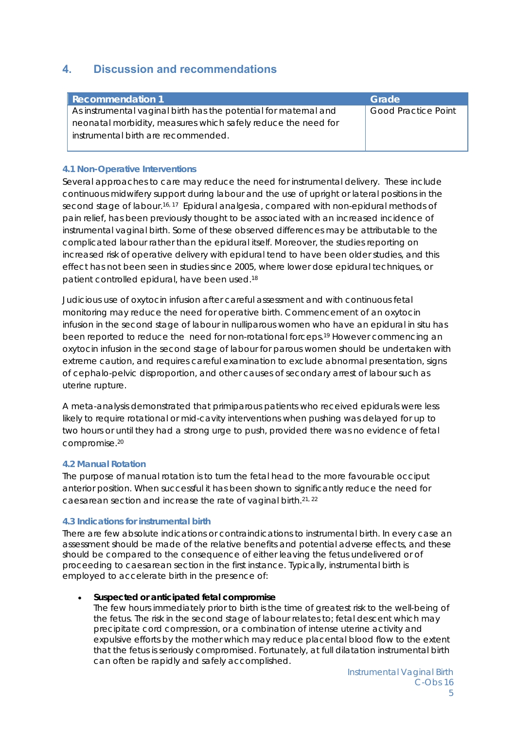## 4. Discussion and recommendations

| Recommendation 1 | Grade |
| --- | --- |
| As instrumental vaginal birth has the potential for maternal and neonatal morbidity, measures which safely reduce the need for instrumental birth are recommended. | Good Practice Point |

### 4.1 Non-Operative Interventions

Several approaches to care may reduce the need for instrumental delivery. These include continuous midwifery support during labour and the use of upright or lateral positions in the second stage of labour.[16, 17] Epidural analgesia, compared with non-epidural methods of pain relief, has been previously thought to be associated with an increased incidence of instrumental vaginal birth. Some of these observed differences may be attributable to the complicated labour rather than the epidural itself. Moreover, the studies reporting on increased risk of operative delivery with epidural tend to have been older studies, and this effect has not been seen in studies since 2005, where lower dose epidural techniques, or patient controlled epidural, have been used.[18]

Judicious use of oxytocin infusion after careful assessment and with continuous fetal monitoring may reduce the need for operative birth. Commencement of an oxytocin infusion in the second stage of labour in nulliparous women who have an epidural in situ has been reported to reduce the need for non-rotational forceps.[19] However commencing an oxytocin infusion in the second stage of labour for parous women should be undertaken with extreme caution, and requires careful examination to exclude abnormal presentation, signs of cephalo-pelvic disproportion, and other causes of secondary arrest of labour such as uterine rupture.

A meta-analysis demonstrated that primiparous patients who received epidurals were less likely to require rotational or mid-cavity interventions when pushing was delayed for up to two hours or until they had a strong urge to push, provided there was no evidence of fetal compromise.[20]

### 4.2 Manual Rotation

The purpose of manual rotation is to turn the fetal head to the more favourable occiput anterior position. When successful it has been shown to significantly reduce the need for caesarean section and increase the rate of vaginal birth.[21, 22]

### 4.3 Indications for instrumental birth

There are few absolute indications or contraindications to instrumental birth. In every case an assessment should be made of the relative benefits and potential adverse effects, and these should be compared to the consequence of either leaving the fetus undelivered or of proceeding to caesarean section in the first instance. Typically, instrumental birth is employed to accelerate birth in the presence of:

- **Suspected or anticipated fetal compromise**
  The few hours immediately prior to birth is the time of greatest risk to the well-being of the fetus. The risk in the second stage of labour relates to; fetal descent which may precipitate cord compression, or a combination of intense uterine activity and expulsive efforts by the mother which may reduce placental blood flow to the extent that the fetus is seriously compromised. Fortunately, at full dilatation instrumental birth can often be rapidly and safely accomplished.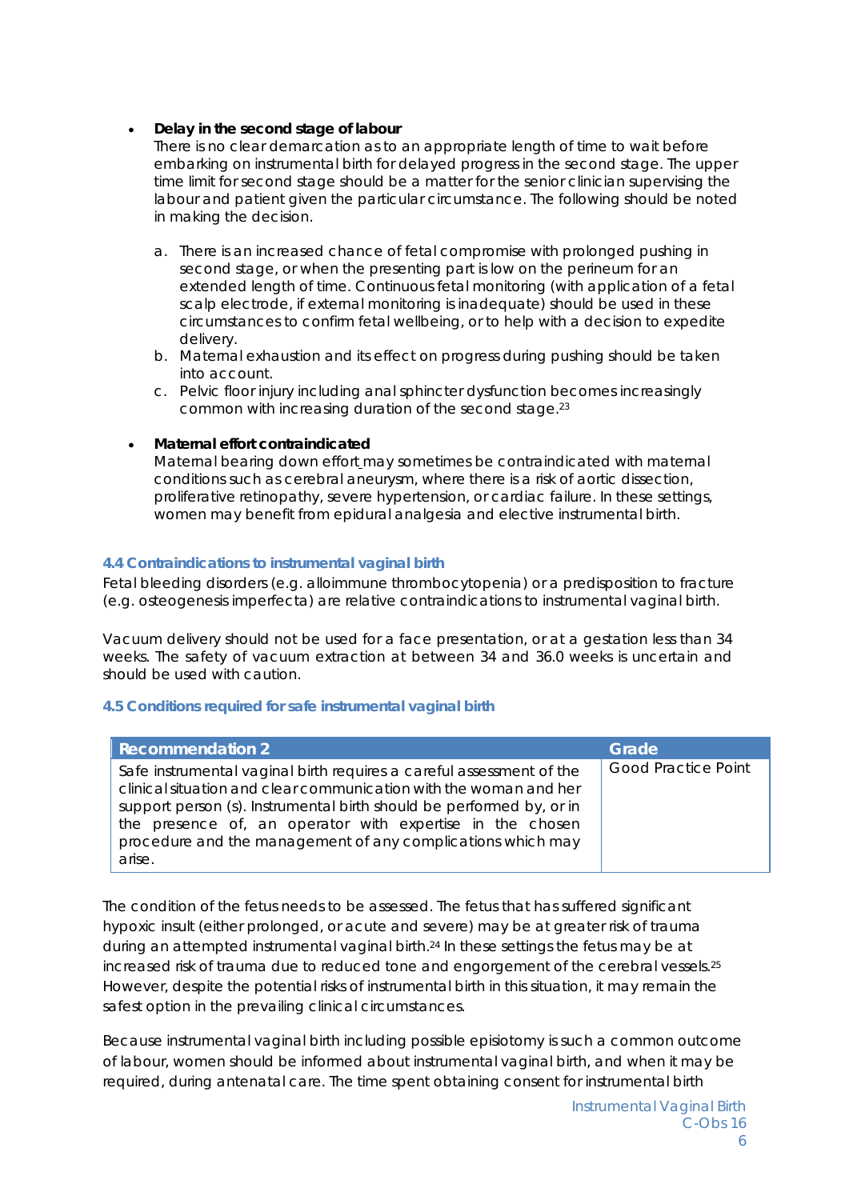- **Delay in the second stage of labour**
  There is no clear demarcation as to an appropriate length of time to wait before embarking on instrumental birth for delayed progress in the second stage. The upper time limit for second stage should be a matter for the senior clinician supervising the labour and patient given the particular circumstance. The following should be noted in making the decision.

  a. There is an increased chance of fetal compromise with prolonged pushing in second stage, or when the presenting part is low on the perineum for an extended length of time. Continuous fetal monitoring (with application of a fetal scalp electrode, if external monitoring is inadequate) should be used in these circumstances to confirm fetal wellbeing, or to help with a decision to expedite delivery.
  b. Maternal exhaustion and its effect on progress during pushing should be taken into account.
  c. Pelvic floor injury including anal sphincter dysfunction becomes increasingly common with increasing duration of the second stage.[23]

- **Maternal effort contraindicated**
  Maternal bearing down effort may sometimes be contraindicated with maternal conditions such as cerebral aneurysm, where there is a risk of aortic dissection, proliferative retinopathy, severe hypertension, or cardiac failure. In these settings, women may benefit from epidural analgesia and elective instrumental birth.

### 4.4 Contraindications to instrumental vaginal birth

Fetal bleeding disorders (e.g. alloimmune thrombocytopenia) or a predisposition to fracture (e.g. osteogenesis imperfecta) are relative contraindications to instrumental vaginal birth.

Vacuum delivery should not be used for a face presentation, or at a gestation less than 34 weeks. The safety of vacuum extraction at between 34 and 36.0 weeks is uncertain and should be used with caution.

### 4.5 Conditions required for safe instrumental vaginal birth

| Recommendation 2 | Grade |
| --- | --- |
| Safe instrumental vaginal birth requires a careful assessment of the clinical situation and clear communication with the woman and her support person (s). Instrumental birth should be performed by, or in the presence of, an operator with expertise in the chosen procedure and the management of any complications which may arise. | Good Practice Point |

The condition of the fetus needs to be assessed. The fetus that has suffered significant hypoxic insult (either prolonged, or acute and severe) may be at greater risk of trauma during an attempted instrumental vaginal birth.[24] In these settings the fetus may be at increased risk of trauma due to reduced tone and engorgement of the cerebral vessels.[25] However, despite the potential risks of instrumental birth in this situation, it may remain the safest option in the prevailing clinical circumstances.

Because instrumental vaginal birth including possible episiotomy is such a common outcome of labour, women should be informed about instrumental vaginal birth, and when it may be required, during antenatal care. The time spent obtaining consent for instrumental birth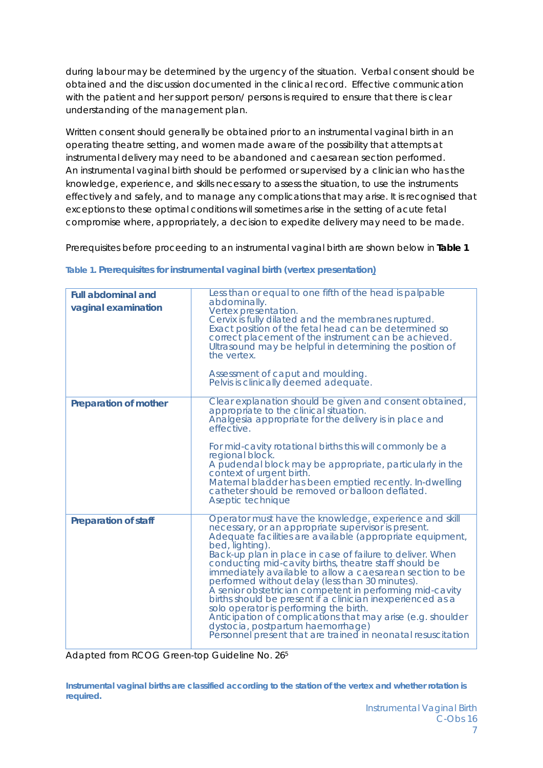during labour may be determined by the urgency of the situation. Verbal consent should be obtained and the discussion documented in the clinical record. Effective communication with the patient and her support person/ persons is required to ensure that there is clear understanding of the management plan.

Written consent should generally be obtained prior to an instrumental vaginal birth in an operating theatre setting, and women made aware of the possibility that attempts at instrumental delivery may need to be abandoned and caesarean section performed. An instrumental vaginal birth should be performed or supervised by a clinician who has the knowledge, experience, and skills necessary to assess the situation, to use the instruments effectively and safely, and to manage any complications that may arise. It is recognised that exceptions to these optimal conditions will sometimes arise in the setting of acute fetal compromise where, appropriately, a decision to expedite delivery may need to be made.

Prerequisites before proceeding to an instrumental vaginal birth are shown below in **Table 1**

**Table 1. Prerequisites for instrumental vaginal birth (vertex presentation)**

| | |
|---|---|
| **Full abdominal and vaginal examination** | Less than or equal to one fifth of the head is palpable abdominally.<br>Vertex presentation.<br>Cervix is fully dilated and the membranes ruptured.<br>Exact position of the fetal head can be determined so correct placement of the instrument can be achieved. Ultrasound may be helpful in determining the position of the vertex.<br><br>Assessment of caput and moulding.<br>Pelvis is clinically deemed adequate. |
| **Preparation of mother** | Clear explanation should be given and consent obtained, appropriate to the clinical situation.<br>Analgesia appropriate for the delivery is in place and effective.<br><br>For mid-cavity rotational births this will commonly be a regional block.<br>A pudendal block may be appropriate, particularly in the context of urgent birth.<br>Maternal bladder has been emptied recently. In-dwelling catheter should be removed or balloon deflated.<br>Aseptic technique |
| **Preparation of staff** | Operator must have the knowledge, experience and skill necessary, or an appropriate supervisor is present.<br>Adequate facilities are available (appropriate equipment, bed, lighting).<br>Back-up plan in place in case of failure to deliver. When conducting mid-cavity births, theatre staff should be immediately available to allow a caesarean section to be performed without delay (less than 30 minutes).<br>A senior obstetrician competent in performing mid-cavity births should be present if a clinician inexperienced as a solo operator is performing the birth.<br>Anticipation of complications that may arise (e.g. shoulder dystocia, postpartum haemorrhage)<br>Personnel present that are trained in neonatal resuscitation |

Adapted from RCOG Green-top Guideline No. 26[5]

**Instrumental vaginal births are classified according to the station of the vertex and whether rotation is required.**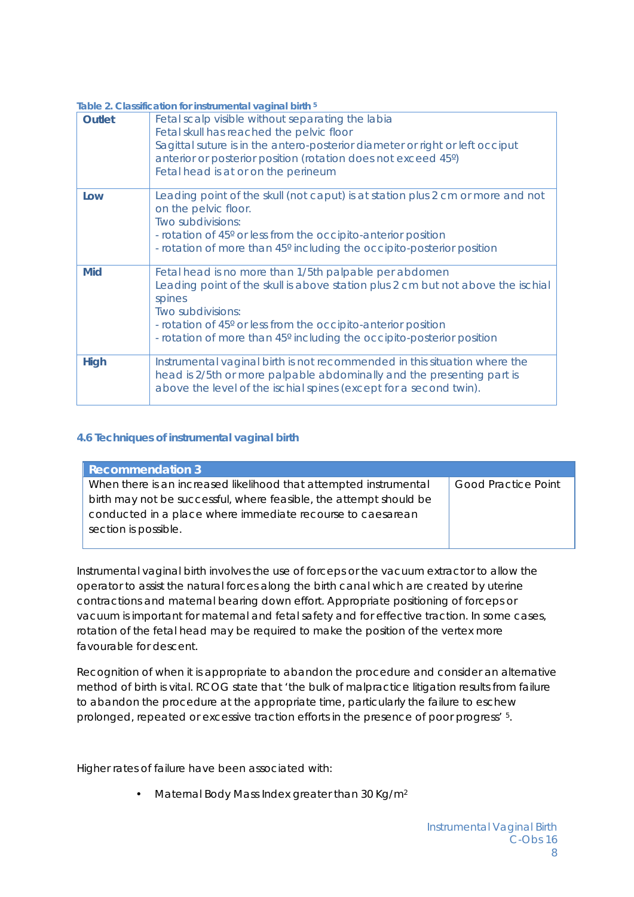**Table 2. Classification for instrumental vaginal birth** [5]

| | |
|---|---|
| **Outlet** | Fetal scalp visible without separating the labia<br>Fetal skull has reached the pelvic floor<br>Sagittal suture is in the antero-posterior diameter or right or left occiput anterior or posterior position (rotation does not exceed 45º)<br>Fetal head is at or on the perineum |
| **Low** | Leading point of the skull (not caput) is at station plus 2 cm or more and not on the pelvic floor.<br>Two subdivisions:<br>- rotation of 45º or less from the occipito-anterior position<br>- rotation of more than 45º including the occipito-posterior position |
| **Mid** | Fetal head is no more than 1/5th palpable per abdomen<br>Leading point of the skull is above station plus 2 cm but not above the ischial spines<br>Two subdivisions:<br>- rotation of 45º or less from the occipito-anterior position<br>- rotation of more than 45º including the occipito-posterior position |
| **High** | Instrumental vaginal birth is not recommended in this situation where the head is 2/5th or more palpable abdominally and the presenting part is above the level of the ischial spines (except for a second twin). |

### 4.6 Techniques of instrumental vaginal birth

| **Recommendation 3** | |
|---|---|
| When there is an increased likelihood that attempted instrumental birth may not be successful, where feasible, the attempt should be conducted in a place where immediate recourse to caesarean section is possible. | Good Practice Point |

Instrumental vaginal birth involves the use of forceps or the vacuum extractor to allow the operator to assist the natural forces along the birth canal which are created by uterine contractions and maternal bearing down effort. Appropriate positioning of forceps or vacuum is important for maternal and fetal safety and for effective traction. In some cases, rotation of the fetal head may be required to make the position of the vertex more favourable for descent.

Recognition of when it is appropriate to abandon the procedure and consider an alternative method of birth is vital. RCOG state that 'the bulk of malpractice litigation results from failure to abandon the procedure at the appropriate time, particularly the failure to eschew prolonged, repeated or excessive traction efforts in the presence of poor progress' [5].

Higher rates of failure have been associated with:

- Maternal Body Mass Index greater than 30 $Kg/m^2$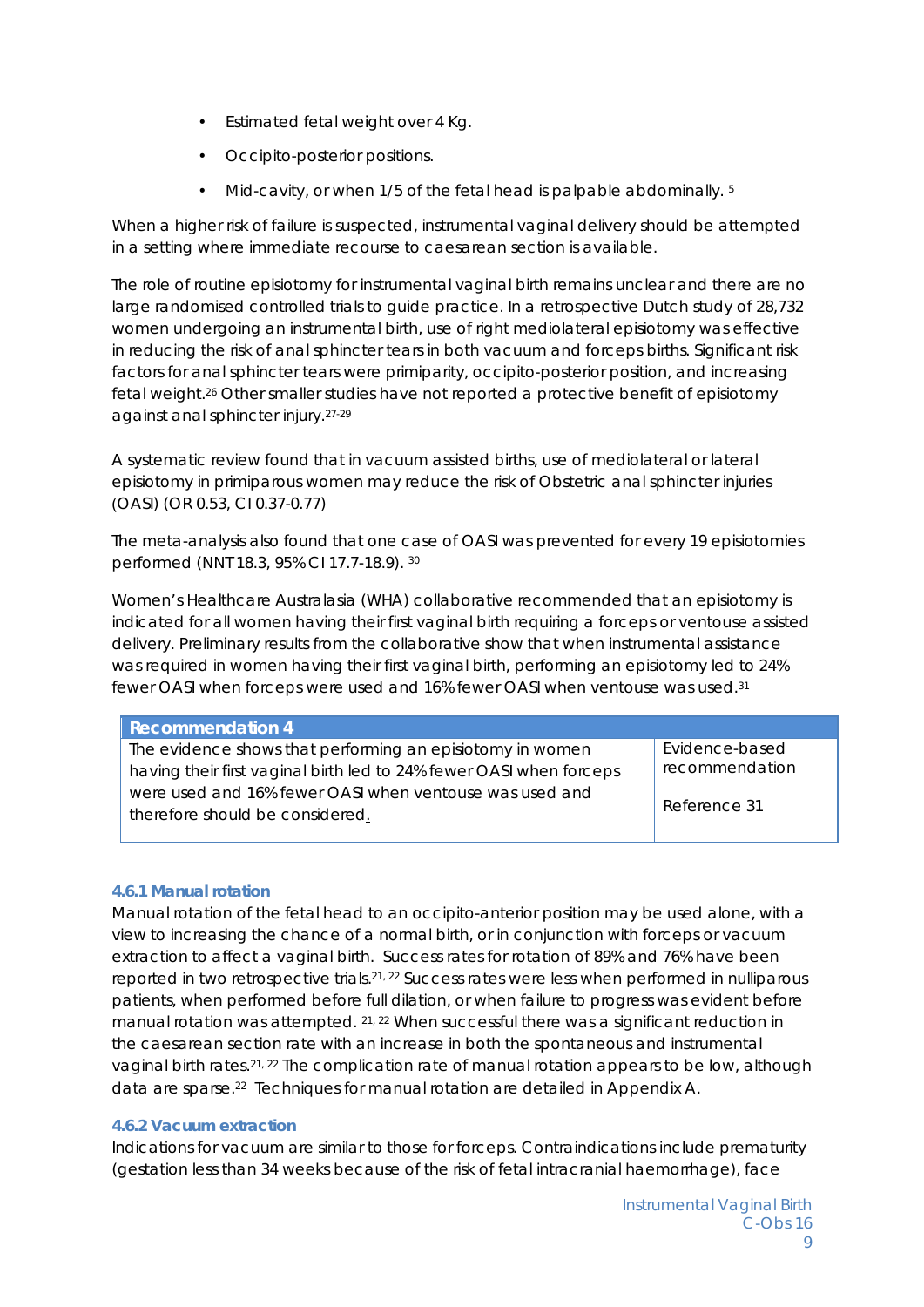- Estimated fetal weight over 4 Kg.
- Occipito-posterior positions.
- Mid-cavity, or when 1/5 of the fetal head is palpable abdominally. [5]

When a higher risk of failure is suspected, instrumental vaginal delivery should be attempted in a setting where immediate recourse to caesarean section is available.

The role of routine episiotomy for instrumental vaginal birth remains unclear and there are no large randomised controlled trials to guide practice. In a retrospective Dutch study of 28,732 women undergoing an instrumental birth, use of right mediolateral episiotomy was effective in reducing the risk of anal sphincter tears in both vacuum and forceps births. Significant risk factors for anal sphincter tears were primiparity, occipito-posterior position, and increasing fetal weight.[26] Other smaller studies have not reported a protective benefit of episiotomy against anal sphincter injury.[27-29]

A systematic review found that in vacuum assisted births, use of mediolateral or lateral episiotomy in primiparous women may reduce the risk of Obstetric anal sphincter injuries (OASI) (OR 0.53, CI 0.37-0.77)

The meta-analysis also found that one case of OASI was prevented for every 19 episiotomies performed (NNT 18.3, 95% CI 17.7-18.9). [30]

Women's Healthcare Australasia (WHA) collaborative recommended that an episiotomy is indicated for all women having their first vaginal birth requiring a forceps or ventouse assisted delivery. Preliminary results from the collaborative show that when instrumental assistance was required in women having their first vaginal birth, performing an episiotomy led to 24% fewer OASI when forceps were used and 16% fewer OASI when ventouse was used.[31]

| Recommendation 4 | |
|---|---|
| The evidence shows that performing an episiotomy in women having their first vaginal birth led to 24% fewer OASI when forceps were used and 16% fewer OASI when ventouse was used and therefore should be considered. | Evidence-based recommendation<br><br>Reference 31 |

### 4.6.1 Manual rotation

Manual rotation of the fetal head to an occipito-anterior position may be used alone, with a view to increasing the chance of a normal birth, or in conjunction with forceps or vacuum extraction to affect a vaginal birth. Success rates for rotation of 89% and 76% have been reported in two retrospective trials.[21, 22] Success rates were less when performed in nulliparous patients, when performed before full dilation, or when failure to progress was evident before manual rotation was attempted. [21, 22] When successful there was a significant reduction in the caesarean section rate with an increase in both the spontaneous and instrumental vaginal birth rates.[21, 22] The complication rate of manual rotation appears to be low, although data are sparse.[22] Techniques for manual rotation are detailed in Appendix A.

### 4.6.2 Vacuum extraction

Indications for vacuum are similar to those for forceps. Contraindications include prematurity (gestation less than 34 weeks because of the risk of fetal intracranial haemorrhage), face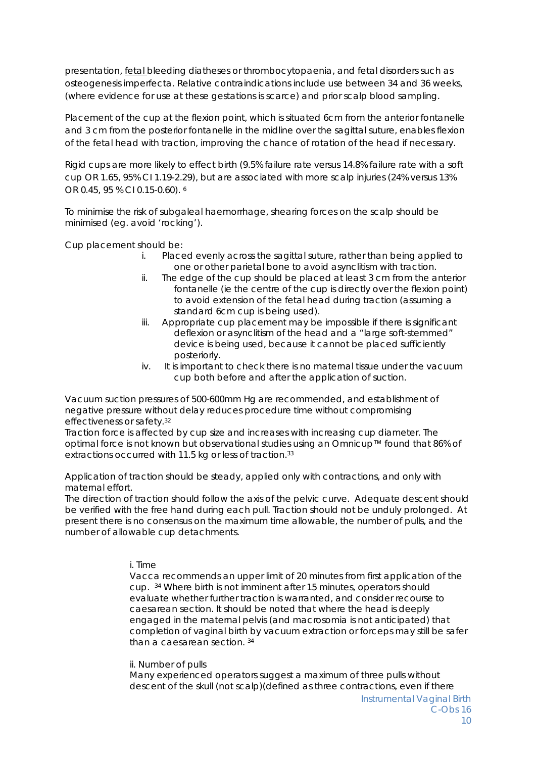presentation, fetal bleeding diatheses or thrombocytopaenia, and fetal disorders such as osteogenesis imperfecta. Relative contraindications include use between 34 and 36 weeks, (where evidence for use at these gestations is scarce) and prior scalp blood sampling.

Placement of the cup at the flexion point, which is situated 6cm from the anterior fontanelle and 3 cm from the posterior fontanelle in the midline over the sagittal suture, enables flexion of the fetal head with traction, improving the chance of rotation of the head if necessary.

Rigid cups are more likely to effect birth (9.5% failure rate versus 14.8% failure rate with a soft cup OR 1.65, 95% CI 1.19-2.29), but are associated with more scalp injuries (24% versus 13% OR 0.45, 95 % CI 0.15-0.60). [6]

To minimise the risk of subgaleal haemorrhage, shearing forces on the scalp should be minimised (eg. avoid 'rocking').

Cup placement should be:

i. Placed evenly across the sagittal suture, rather than being applied to one or other parietal bone to avoid asynclitism with traction.
ii. The edge of the cup should be placed at least 3 cm from the anterior fontanelle (ie the centre of the cup is directly over the flexion point) to avoid extension of the fetal head during traction (assuming a standard 6cm cup is being used).
iii. Appropriate cup placement may be impossible if there is significant deflexion or asynclitism of the head and a "large soft-stemmed" device is being used, because it cannot be placed sufficiently posteriorly.
iv. It is important to check there is no maternal tissue under the vacuum cup both before and after the application of suction.

Vacuum suction pressures of 500-600mm Hg are recommended, and establishment of negative pressure without delay reduces procedure time without compromising effectiveness or safety.[32]
Traction force is affected by cup size and increases with increasing cup diameter. The optimal force is not known but observational studies using an Omnicup™ found that 86% of extractions occurred with 11.5 kg or less of traction.[33]

Application of traction should be steady, applied only with contractions, and only with maternal effort.
The direction of traction should follow the axis of the pelvic curve. Adequate descent should be verified with the free hand during each pull. Traction should not be unduly prolonged. At present there is no consensus on the maximum time allowable, the number of pulls, and the number of allowable cup detachments.

i. Time
Vacca recommends an upper limit of 20 minutes from first application of the cup. [34] Where birth is not imminent after 15 minutes, operators should evaluate whether further traction is warranted, and consider recourse to caesarean section. It should be noted that where the head is deeply engaged in the maternal pelvis (and macrosomia is not anticipated) that completion of vaginal birth by vacuum extraction or forceps may still be safer than a caesarean section. [34]

ii. Number of pulls
Many experienced operators suggest a maximum of three pulls without descent of the skull (not scalp)(defined as three contractions, even if there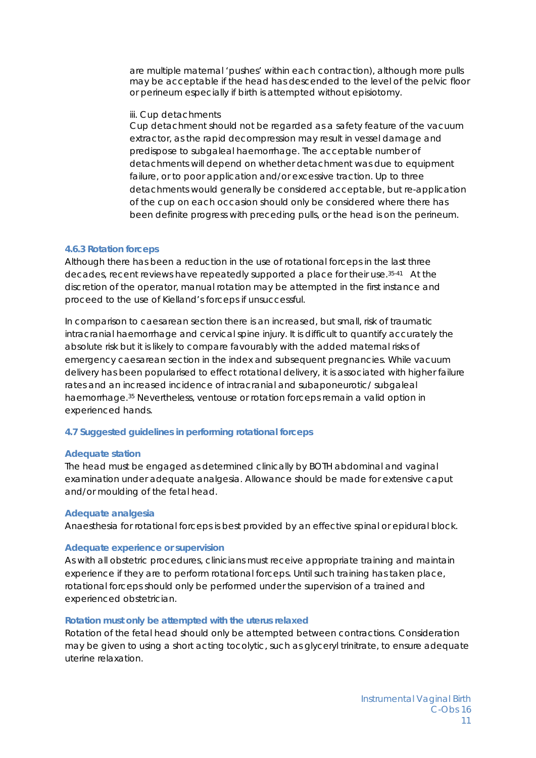are multiple maternal 'pushes' within each contraction), although more pulls may be acceptable if the head has descended to the level of the pelvic floor or perineum especially if birth is attempted without episiotomy.

iii. Cup detachments

Cup detachment should not be regarded as a safety feature of the vacuum extractor, as the rapid decompression may result in vessel damage and predispose to subgaleal haemorrhage. The acceptable number of detachments will depend on whether detachment was due to equipment failure, or to poor application and/or excessive traction. Up to three detachments would generally be considered acceptable, but re-application of the cup on each occasion should only be considered where there has been definite progress with preceding pulls, or the head is on the perineum.

### 4.6.3 Rotation forceps

Although there has been a reduction in the use of rotational forceps in the last three decades, recent reviews have repeatedly supported a place for their use.[35-41] At the discretion of the operator, manual rotation may be attempted in the first instance and proceed to the use of Kielland's forceps if unsuccessful.

In comparison to caesarean section there is an increased, but small, risk of traumatic intracranial haemorrhage and cervical spine injury. It is difficult to quantify accurately the absolute risk but it is likely to compare favourably with the added maternal risks of emergency caesarean section in the index and subsequent pregnancies. While vacuum delivery has been popularised to effect rotational delivery, it is associated with higher failure rates and an increased incidence of intracranial and subaponeurotic/ subgaleal haemorrhage.[35] Nevertheless, ventouse or rotation forceps remain a valid option in experienced hands.

### 4.7 Suggested guidelines in performing rotational forceps

#### Adequate station

The head must be engaged as determined clinically by BOTH abdominal and vaginal examination under adequate analgesia. Allowance should be made for extensive caput and/or moulding of the fetal head.

#### Adequate analgesia

Anaesthesia for rotational forceps is best provided by an effective spinal or epidural block.

#### Adequate experience or supervision

As with all obstetric procedures, clinicians must receive appropriate training and maintain experience if they are to perform rotational forceps. Until such training has taken place, rotational forceps should only be performed under the supervision of a trained and experienced obstetrician.

#### Rotation must only be attempted with the uterus relaxed

Rotation of the fetal head should only be attempted between contractions. Consideration may be given to using a short acting tocolytic, such as glyceryl trinitrate, to ensure adequate uterine relaxation.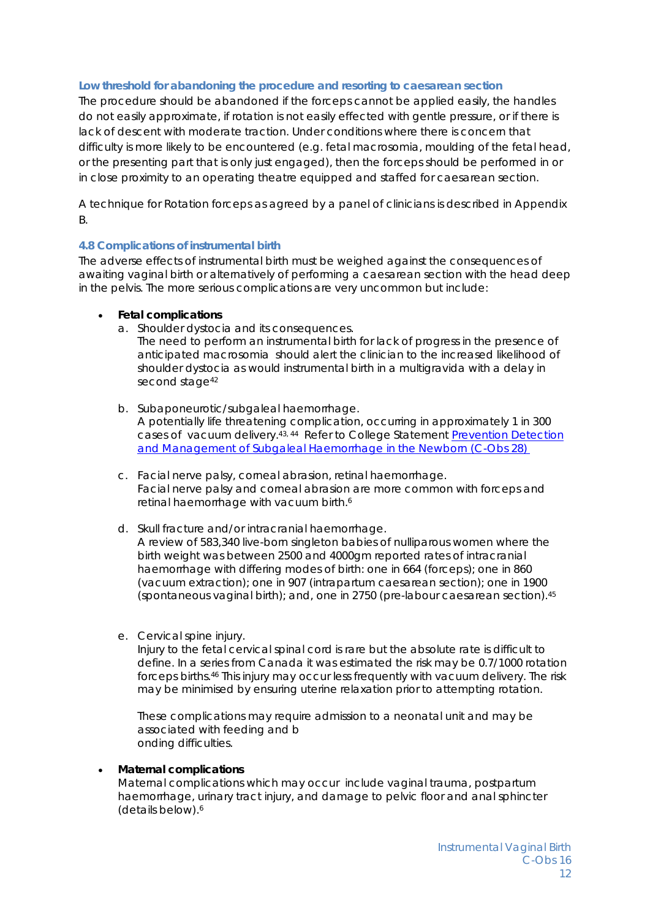**Low threshold for abandoning the procedure and resorting to caesarean section**

The procedure should be abandoned if the forceps cannot be applied easily, the handles do not easily approximate, if rotation is not easily effected with gentle pressure, or if there is lack of descent with moderate traction. Under conditions where there is concern that difficulty is more likely to be encountered (e.g. fetal macrosomia, moulding of the fetal head, or the presenting part that is only just engaged), then the forceps should be performed in or in close proximity to an operating theatre equipped and staffed for caesarean section.

A technique for Rotation forceps as agreed by a panel of clinicians is described in Appendix B.

### 4.8 Complications of instrumental birth

The adverse effects of instrumental birth must be weighed against the consequences of awaiting vaginal birth or alternatively of performing a caesarean section with the head deep in the pelvis. The more serious complications are very uncommon but include:

- **Fetal complications**
  a. Shoulder dystocia and its consequences.
     The need to perform an instrumental birth for lack of progress in the presence of anticipated macrosomia should alert the clinician to the increased likelihood of shoulder dystocia as would instrumental birth in a multigravida with a delay in second stage[42]

  b. Subaponeurotic/subgaleal haemorrhage.
     A potentially life threatening complication, occurring in approximately 1 in 300 cases of vacuum delivery.[43, 44] Refer to College Statement [Prevention Detection and Management of Subgaleal Haemorrhage in the Newborn (C-Obs 28)]()

  c. Facial nerve palsy, corneal abrasion, retinal haemorrhage.
     Facial nerve palsy and corneal abrasion are more common with forceps and retinal haemorrhage with vacuum birth.[6]

  d. Skull fracture and/or intracranial haemorrhage.
     A review of 583,340 live-born singleton babies of nulliparous women where the birth weight was between 2500 and 4000gm reported rates of intracranial haemorrhage with differing modes of birth: one in 664 (forceps); one in 860 (vacuum extraction); one in 907 (intrapartum caesarean section); one in 1900 (spontaneous vaginal birth); and, one in 2750 (pre-labour caesarean section).[45]

  e. Cervical spine injury.
     Injury to the fetal cervical spinal cord is rare but the absolute rate is difficult to define. In a series from Canada it was estimated the risk may be 0.7/1000 rotation forceps births.[46] This injury may occur less frequently with vacuum delivery. The risk may be minimised by ensuring uterine relaxation prior to attempting rotation.

     These complications may require admission to a neonatal unit and may be associated with feeding and b
     onding difficulties.

- **Maternal complications**
  Maternal complications which may occur include vaginal trauma, postpartum haemorrhage, urinary tract injury, and damage to pelvic floor and anal sphincter (details below).[6]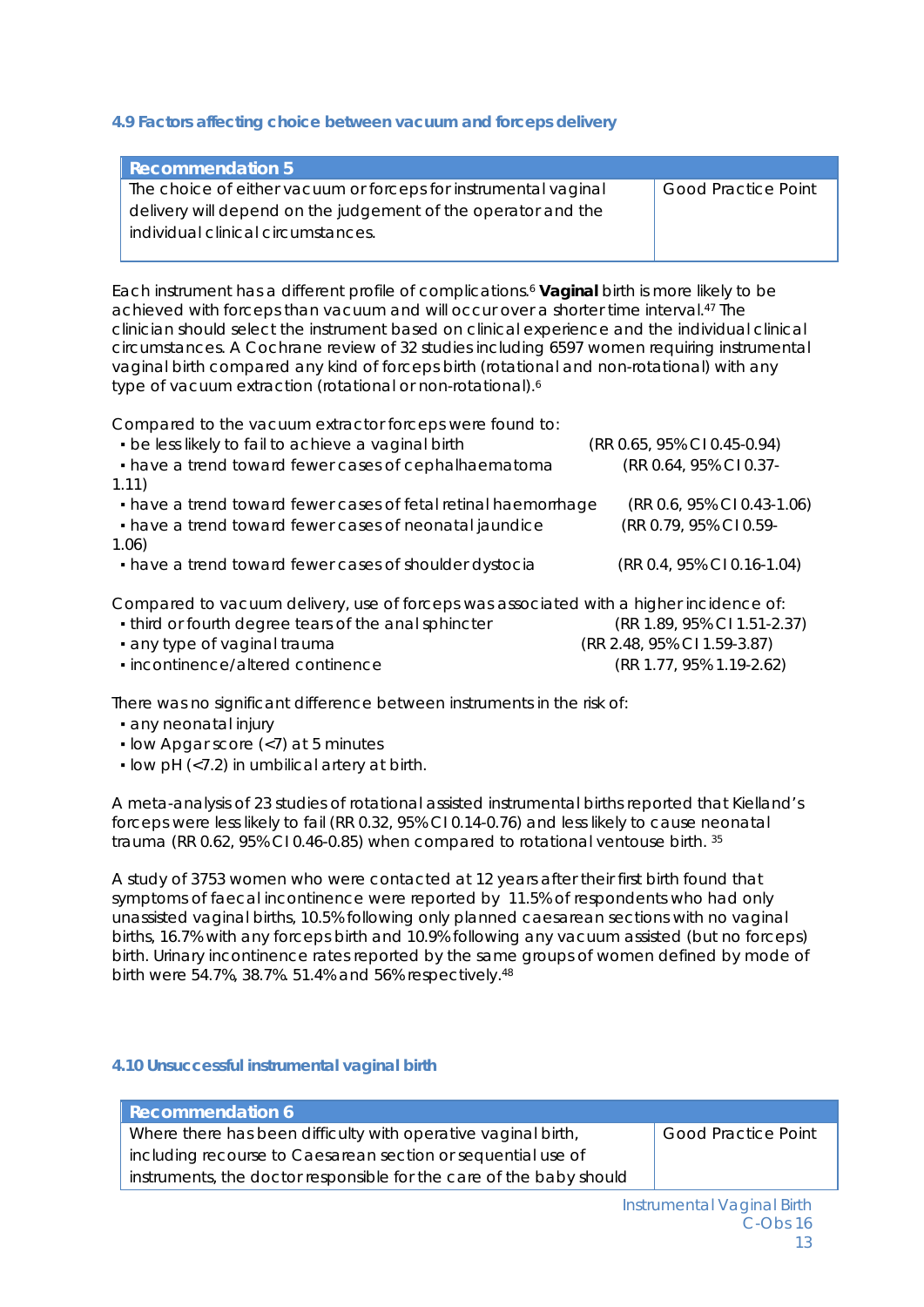#### 4.9 Factors affecting choice between vacuum and forceps delivery

| Recommendation 5 | |
|---|---|
| The choice of either vacuum or forceps for instrumental vaginal delivery will depend on the judgement of the operator and the individual clinical circumstances. | Good Practice Point |

Each instrument has a different profile of complications.[6] **Vaginal** birth is more likely to be achieved with forceps than vacuum and will occur over a shorter time interval.[47] The clinician should select the instrument based on clinical experience and the individual clinical circumstances. A Cochrane review of 32 studies including 6597 women requiring instrumental vaginal birth compared any kind of forceps birth (rotational and non-rotational) with any type of vacuum extraction (rotational or non-rotational).[6]

Compared to the vacuum extractor forceps were found to:

- be less likely to fail to achieve a vaginal birth (RR 0.65, 95% CI 0.45-0.94)
- have a trend toward fewer cases of cephalhaematoma (RR 0.64, 95% CI 0.37-1.11)
- have a trend toward fewer cases of fetal retinal haemorrhage (RR 0.6, 95% CI 0.43-1.06)
- have a trend toward fewer cases of neonatal jaundice (RR 0.79, 95% CI 0.59-1.06)
- have a trend toward fewer cases of shoulder dystocia (RR 0.4, 95% CI 0.16-1.04)

Compared to vacuum delivery, use of forceps was associated with a higher incidence of:

- third or fourth degree tears of the anal sphincter (RR 1.89, 95% CI 1.51-2.37)
- any type of vaginal trauma (RR 2.48, 95% CI 1.59-3.87)
- incontinence/altered continence (RR 1.77, 95% 1.19-2.62)

There was no significant difference between instruments in the risk of:

- any neonatal injury
- low Apgar score (<7) at 5 minutes
- low pH (<7.2) in umbilical artery at birth.

A meta-analysis of 23 studies of rotational assisted instrumental births reported that Kielland's forceps were less likely to fail (RR 0.32, 95% CI 0.14-0.76) and less likely to cause neonatal trauma (RR 0.62, 95% CI 0.46-0.85) when compared to rotational ventouse birth. [35]

A study of 3753 women who were contacted at 12 years after their first birth found that symptoms of faecal incontinence were reported by 11.5% of respondents who had only unassisted vaginal births, 10.5% following only planned caesarean sections with no vaginal births, 16.7% with any forceps birth and 10.9% following any vacuum assisted (but no forceps) birth. Urinary incontinence rates reported by the same groups of women defined by mode of birth were 54.7%, 38.7%. 51.4% and 56% respectively.[48]

#### 4.10 Unsuccessful instrumental vaginal birth

| Recommendation 6 | |
|---|---|
| Where there has been difficulty with operative vaginal birth, including recourse to Caesarean section or sequential use of instruments, the doctor responsible for the care of the baby should | Good Practice Point |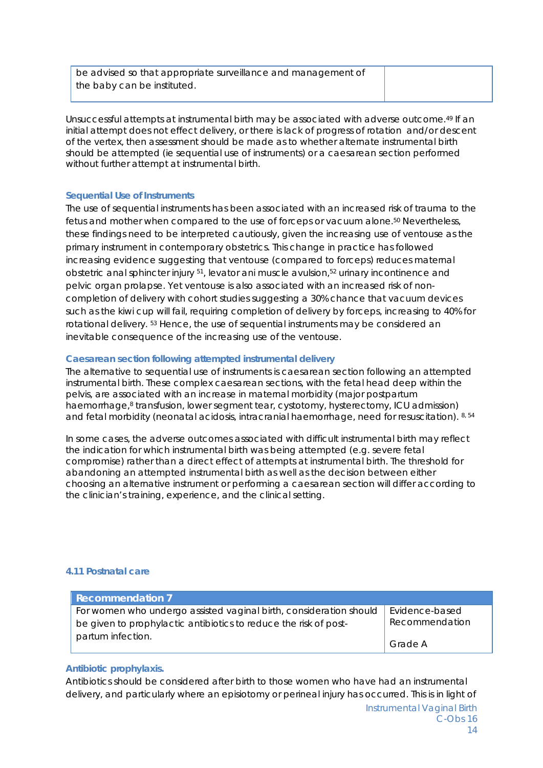| be advised so that appropriate surveillance and management of the baby can be instituted. | |
|---|---|

Unsuccessful attempts at instrumental birth may be associated with adverse outcome.[49] If an initial attempt does not effect delivery, or there is lack of progress of rotation and/or descent of the vertex, then assessment should be made as to whether alternate instrumental birth should be attempted (ie sequential use of instruments) or a caesarean section performed without further attempt at instrumental birth.

### Sequential Use of Instruments

The use of sequential instruments has been associated with an increased risk of trauma to the fetus and mother when compared to the use of forceps or vacuum alone.[50] Nevertheless, these findings need to be interpreted cautiously, given the increasing use of ventouse as the primary instrument in contemporary obstetrics. This change in practice has followed increasing evidence suggesting that ventouse (compared to forceps) reduces maternal obstetric anal sphincter injury [51], levator ani muscle avulsion,[52] urinary incontinence and pelvic organ prolapse. Yet ventouse is also associated with an increased risk of non-completion of delivery with cohort studies suggesting a 30% chance that vacuum devices such as the kiwi cup will fail, requiring completion of delivery by forceps, increasing to 40% for rotational delivery. [53] Hence, the use of sequential instruments may be considered an inevitable consequence of the increasing use of the ventouse.

### Caesarean section following attempted instrumental delivery

The alternative to sequential use of instruments is caesarean section following an attempted instrumental birth. These complex caesarean sections, with the fetal head deep within the pelvis, are associated with an increase in maternal morbidity (major postpartum haemorrhage,[8] transfusion, lower segment tear, cystotomy, hysterectomy, ICU admission) and fetal morbidity (neonatal acidosis, intracranial haemorrhage, need for resuscitation). [8, 54]

In some cases, the adverse outcomes associated with difficult instrumental birth may reflect the indication for which instrumental birth was being attempted (e.g. severe fetal compromise) rather than a direct effect of attempts at instrumental birth. The threshold for abandoning an attempted instrumental birth as well as the decision between either choosing an alternative instrument or performing a caesarean section will differ according to the clinician's training, experience, and the clinical setting.

## 4.11 Postnatal care

| Recommendation 7 | |
|---|---|
| For women who undergo assisted vaginal birth, consideration should be given to prophylactic antibiotics to reduce the risk of post-partum infection. | Evidence-based Recommendation<br><br>Grade A |

### Antibiotic prophylaxis.

Antibiotics should be considered after birth to those women who have had an instrumental delivery, and particularly where an episiotomy or perineal injury has occurred. This is in light of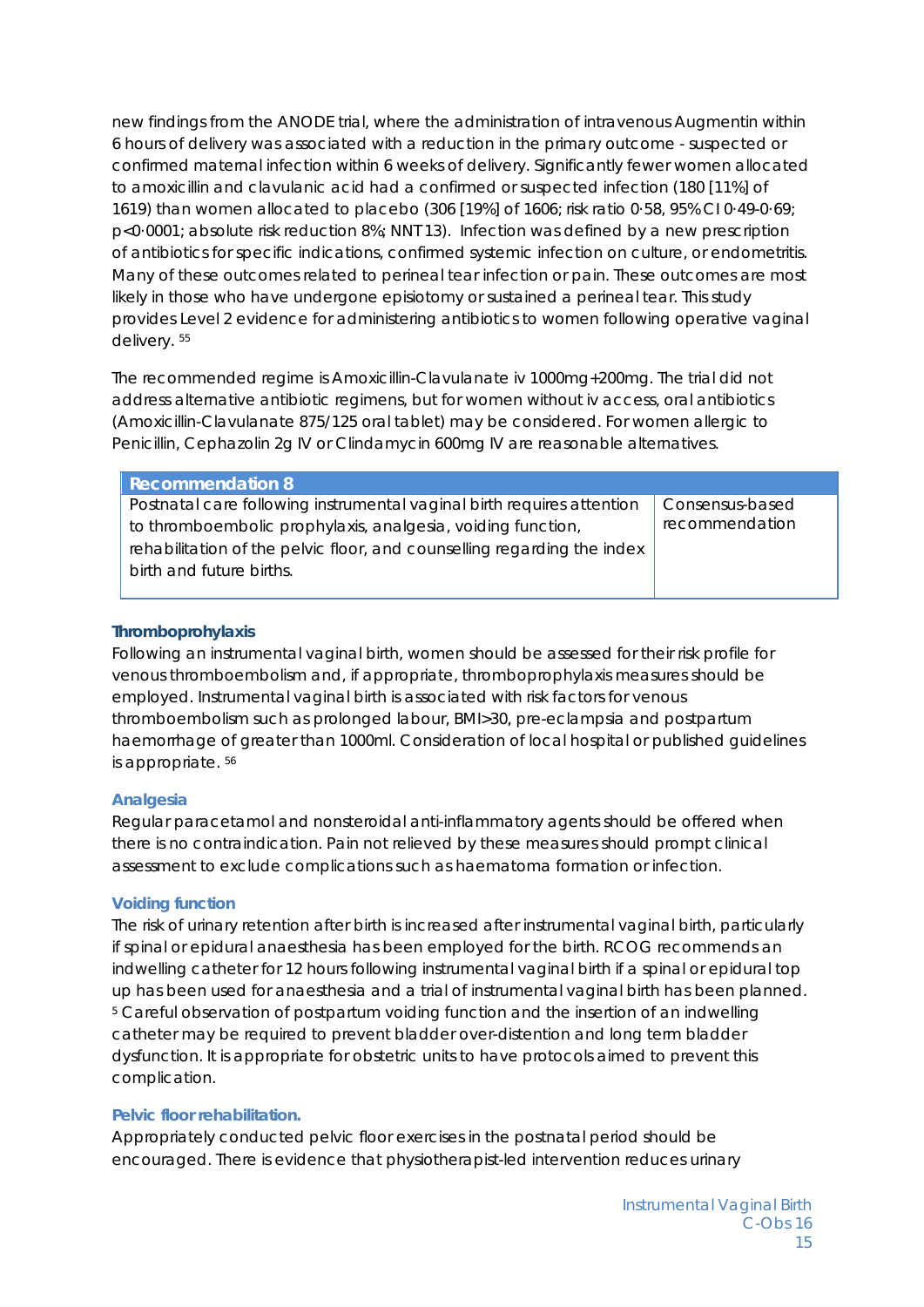new findings from the ANODE trial, where the administration of intravenous Augmentin within 6 hours of delivery was associated with a reduction in the primary outcome - suspected or confirmed maternal infection within 6 weeks of delivery. Significantly fewer women allocated to amoxicillin and clavulanic acid had a confirmed or suspected infection (180 [11%] of 1619) than women allocated to placebo (306 [19%] of 1606; risk ratio 0·58, 95% CI 0·49-0·69; p<0·0001; absolute risk reduction 8%; NNT 13). Infection was defined by a new prescription of antibiotics for specific indications, confirmed systemic infection on culture, or endometritis. Many of these outcomes related to perineal tear infection or pain. These outcomes are most likely in those who have undergone episiotomy or sustained a perineal tear. This study provides Level 2 evidence for administering antibiotics to women following operative vaginal delivery. [55]

The recommended regime is Amoxicillin-Clavulanate iv 1000mg+200mg. The trial did not address alternative antibiotic regimens, but for women without iv access, oral antibiotics (Amoxicillin-Clavulanate 875/125 oral tablet) may be considered. For women allergic to Penicillin, Cephazolin 2g IV or Clindamycin 600mg IV are reasonable alternatives.

| Recommendation 8 | |
|---|---|
| Postnatal care following instrumental vaginal birth requires attention to thromboembolic prophylaxis, analgesia, voiding function, rehabilitation of the pelvic floor, and counselling regarding the index birth and future births. | Consensus-based recommendation |

**Thromboprohylaxis**

Following an instrumental vaginal birth, women should be assessed for their risk profile for venous thromboembolism and, if appropriate, thromboprophylaxis measures should be employed. Instrumental vaginal birth is associated with risk factors for venous thromboembolism such as prolonged labour, BMI>30, pre-eclampsia and postpartum haemorrhage of greater than 1000ml. Consideration of local hospital or published guidelines is appropriate. [56]

**Analgesia**

Regular paracetamol and nonsteroidal anti-inflammatory agents should be offered when there is no contraindication. Pain not relieved by these measures should prompt clinical assessment to exclude complications such as haematoma formation or infection.

**Voiding function**

The risk of urinary retention after birth is increased after instrumental vaginal birth, particularly if spinal or epidural anaesthesia has been employed for the birth. RCOG recommends an indwelling catheter for 12 hours following instrumental vaginal birth if a spinal or epidural top up has been used for anaesthesia and a trial of instrumental vaginal birth has been planned. [5] Careful observation of postpartum voiding function and the insertion of an indwelling catheter may be required to prevent bladder over-distention and long term bladder dysfunction. It is appropriate for obstetric units to have protocols aimed to prevent this complication.

**Pelvic floor rehabilitation.**

Appropriately conducted pelvic floor exercises in the postnatal period should be encouraged. There is evidence that physiotherapist-led intervention reduces urinary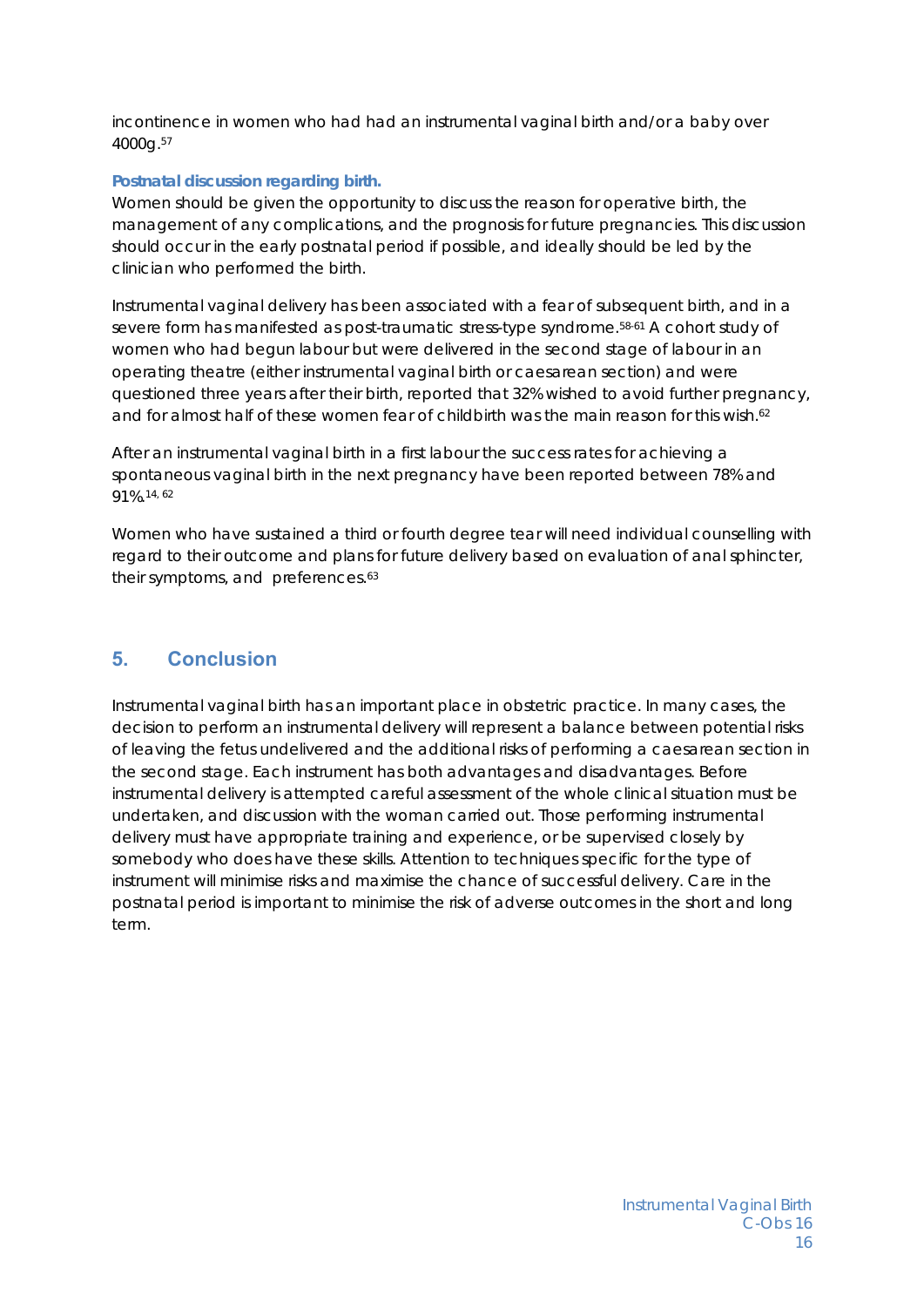incontinence in women who had had an instrumental vaginal birth and/or a baby over 4000g.[57]

**Postnatal discussion regarding birth.**

Women should be given the opportunity to discuss the reason for operative birth, the management of any complications, and the prognosis for future pregnancies. This discussion should occur in the early postnatal period if possible, and ideally should be led by the clinician who performed the birth.

Instrumental vaginal delivery has been associated with a fear of subsequent birth, and in a severe form has manifested as post-traumatic stress-type syndrome.[58-61] A cohort study of women who had begun labour but were delivered in the second stage of labour in an operating theatre (either instrumental vaginal birth or caesarean section) and were questioned three years after their birth, reported that 32% wished to avoid further pregnancy, and for almost half of these women fear of childbirth was the main reason for this wish.[62]

After an instrumental vaginal birth in a first labour the success rates for achieving a spontaneous vaginal birth in the next pregnancy have been reported between 78% and 91%.[14, 62]

Women who have sustained a third or fourth degree tear will need individual counselling with regard to their outcome and plans for future delivery based on evaluation of anal sphincter, their symptoms, and preferences.[63]

## 5. Conclusion

Instrumental vaginal birth has an important place in obstetric practice. In many cases, the decision to perform an instrumental delivery will represent a balance between potential risks of leaving the fetus undelivered and the additional risks of performing a caesarean section in the second stage. Each instrument has both advantages and disadvantages. Before instrumental delivery is attempted careful assessment of the whole clinical situation must be undertaken, and discussion with the woman carried out. Those performing instrumental delivery must have appropriate training and experience, or be supervised closely by somebody who does have these skills. Attention to techniques specific for the type of instrument will minimise risks and maximise the chance of successful delivery. Care in the postnatal period is important to minimise the risk of adverse outcomes in the short and long term.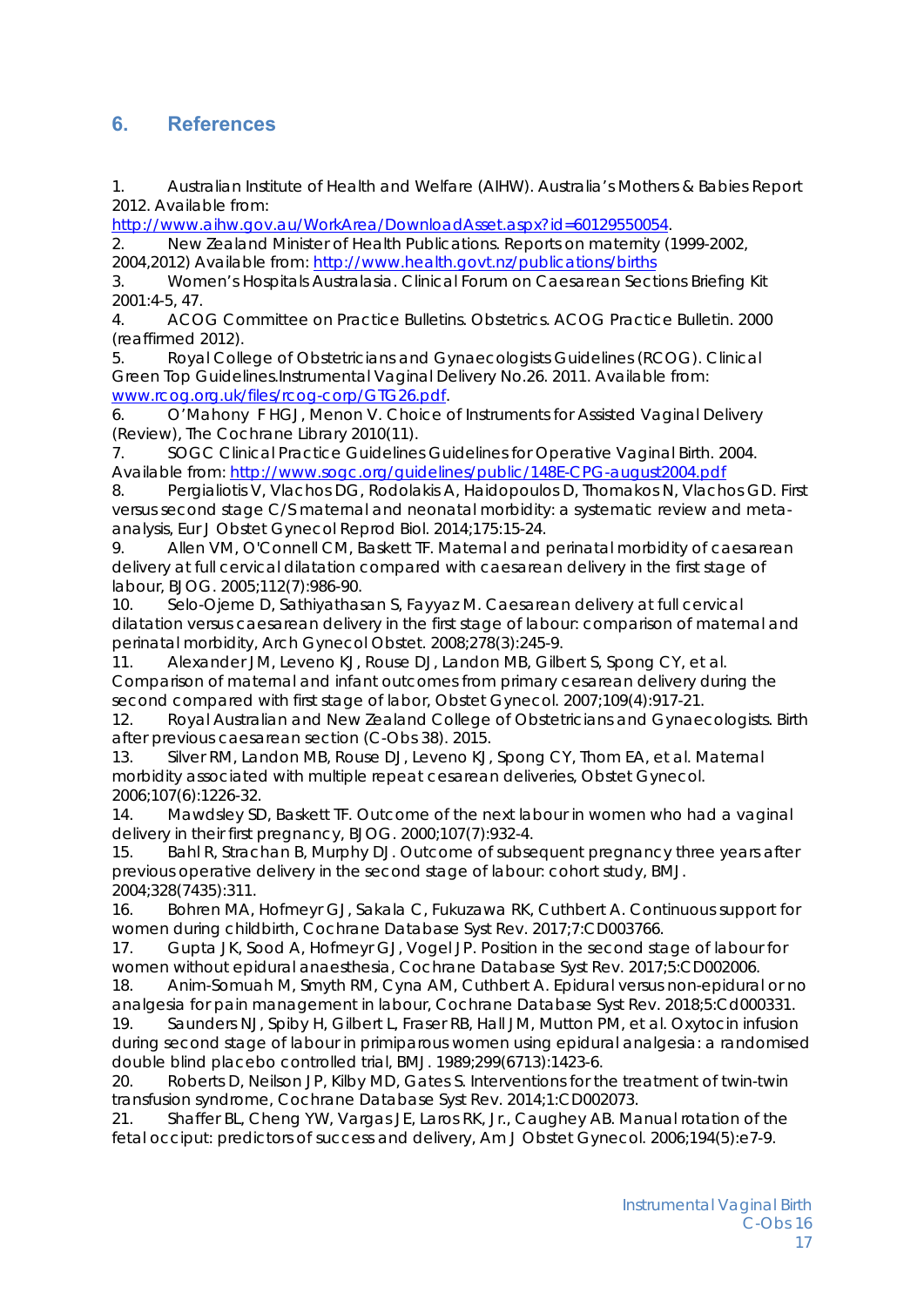## 6. References

1. Australian Institute of Health and Welfare (AIHW). Australia's Mothers & Babies Report 2012. Available from: http://www.aihw.gov.au/WorkArea/DownloadAsset.aspx?id=60129550054.
2. New Zealand Minister of Health Publications. Reports on maternity (1999-2002, 2004,2012) Available from: http://www.health.govt.nz/publications/births
3. Women's Hospitals Australasia. Clinical Forum on Caesarean Sections Briefing Kit 2001:4-5, 47.
4. ACOG Committee on Practice Bulletins. Obstetrics. ACOG Practice Bulletin. 2000 (reaffirmed 2012).
5. Royal College of Obstetricians and Gynaecologists Guidelines (RCOG). Clinical Green Top Guidelines.Instrumental Vaginal Delivery No.26. 2011. Available from: www.rcog.org.uk/files/rcog-corp/GTG26.pdf.
6. O'Mahony F HGJ, Menon V. Choice of Instruments for Assisted Vaginal Delivery (Review), The Cochrane Library 2010(11).
7. SOGC Clinical Practice Guidelines Guidelines for Operative Vaginal Birth. 2004. Available from: http://www.sogc.org/guidelines/public/148E-CPG-august2004.pdf
8. Pergialiotis V, Vlachos DG, Rodolakis A, Haidopoulos D, Thomakos N, Vlachos GD. First versus second stage C/S maternal and neonatal morbidity: a systematic review and meta-analysis, Eur J Obstet Gynecol Reprod Biol. 2014;175:15-24.
9. Allen VM, O'Connell CM, Baskett TF. Maternal and perinatal morbidity of caesarean delivery at full cervical dilatation compared with caesarean delivery in the first stage of labour, BJOG. 2005;112(7):986-90.
10. Selo-Ojeme D, Sathiyathasan S, Fayyaz M. Caesarean delivery at full cervical dilatation versus caesarean delivery in the first stage of labour: comparison of maternal and perinatal morbidity, Arch Gynecol Obstet. 2008;278(3):245-9.
11. Alexander JM, Leveno KJ, Rouse DJ, Landon MB, Gilbert S, Spong CY, et al. Comparison of maternal and infant outcomes from primary cesarean delivery during the second compared with first stage of labor, Obstet Gynecol. 2007;109(4):917-21.
12. Royal Australian and New Zealand College of Obstetricians and Gynaecologists. Birth after previous caesarean section (C-Obs 38). 2015.
13. Silver RM, Landon MB, Rouse DJ, Leveno KJ, Spong CY, Thom EA, et al. Maternal morbidity associated with multiple repeat cesarean deliveries, Obstet Gynecol. 2006;107(6):1226-32.
14. Mawdsley SD, Baskett TF. Outcome of the next labour in women who had a vaginal delivery in their first pregnancy, BJOG. 2000;107(7):932-4.
15. Bahl R, Strachan B, Murphy DJ. Outcome of subsequent pregnancy three years after previous operative delivery in the second stage of labour: cohort study, BMJ. 2004;328(7435):311.
16. Bohren MA, Hofmeyr GJ, Sakala C, Fukuzawa RK, Cuthbert A. Continuous support for women during childbirth, Cochrane Database Syst Rev. 2017;7:CD003766.
17. Gupta JK, Sood A, Hofmeyr GJ, Vogel JP. Position in the second stage of labour for women without epidural anaesthesia, Cochrane Database Syst Rev. 2017;5:CD002006.
18. Anim-Somuah M, Smyth RM, Cyna AM, Cuthbert A. Epidural versus non-epidural or no analgesia for pain management in labour, Cochrane Database Syst Rev. 2018;5:Cd000331.
19. Saunders NJ, Spiby H, Gilbert L, Fraser RB, Hall JM, Mutton PM, et al. Oxytocin infusion during second stage of labour in primiparous women using epidural analgesia: a randomised double blind placebo controlled trial, BMJ. 1989;299(6713):1423-6.
20. Roberts D, Neilson JP, Kilby MD, Gates S. Interventions for the treatment of twin-twin transfusion syndrome, Cochrane Database Syst Rev. 2014;1:CD002073.
21. Shaffer BL, Cheng YW, Vargas JE, Laros RK, Jr., Caughey AB. Manual rotation of the fetal occiput: predictors of success and delivery, Am J Obstet Gynecol. 2006;194(5):e7-9.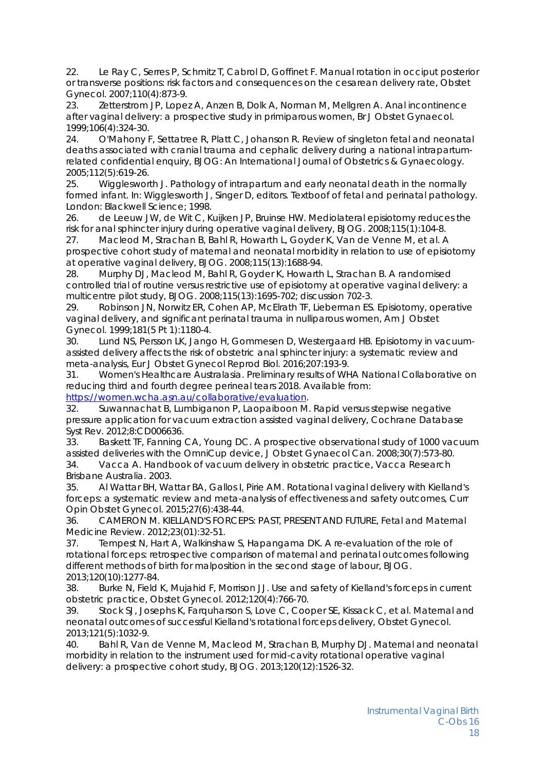22. Le Ray C, Serres P, Schmitz T, Cabrol D, Goffinet F. Manual rotation in occiput posterior or transverse positions: risk factors and consequences on the cesarean delivery rate, Obstet Gynecol. 2007;110(4):873-9.
23. Zetterstrom JP, Lopez A, Anzen B, Dolk A, Norman M, Mellgren A. Anal incontinence after vaginal delivery: a prospective study in primiparous women, Br J Obstet Gynaecol. 1999;106(4):324-30.
24. O'Mahony F, Settatree R, Platt C, Johanson R. Review of singleton fetal and neonatal deaths associated with cranial trauma and cephalic delivery during a national intrapartum-related confidential enquiry, BJOG: An International Journal of Obstetrics & Gynaecology. 2005;112(5):619-26.
25. Wigglesworth J. Pathology of intrapartum and early neonatal death in the normally formed infant. In: Wigglesworth J, Singer D, editors. Textboof of fetal and perinatal pathology. London: Blackwell Science; 1998.
26. de Leeuw JW, de Wit C, Kuijken JP, Bruinse HW. Mediolateral episiotomy reduces the risk for anal sphincter injury during operative vaginal delivery, BJOG. 2008;115(1):104-8.
27. Macleod M, Strachan B, Bahl R, Howarth L, Goyder K, Van de Venne M, et al. A prospective cohort study of maternal and neonatal morbidity in relation to use of episiotomy at operative vaginal delivery, BJOG. 2008;115(13):1688-94.
28. Murphy DJ, Macleod M, Bahl R, Goyder K, Howarth L, Strachan B. A randomised controlled trial of routine versus restrictive use of episiotomy at operative vaginal delivery: a multicentre pilot study, BJOG. 2008;115(13):1695-702; discussion 702-3.
29. Robinson JN, Norwitz ER, Cohen AP, McElrath TF, Lieberman ES. Episiotomy, operative vaginal delivery, and significant perinatal trauma in nulliparous women, Am J Obstet Gynecol. 1999;181(5 Pt 1):1180-4.
30. Lund NS, Persson LK, Jango H, Gommesen D, Westergaard HB. Episiotomy in vacuum-assisted delivery affects the risk of obstetric anal sphincter injury: a systematic review and meta-analysis, Eur J Obstet Gynecol Reprod Biol. 2016;207:193-9.
31. Women's Healthcare Australasia. Preliminary results of WHA National Collaborative on reducing third and fourth degree perineal tears 2018. Available from: [https://women.wcha.asn.au/collaborative/evaluation](https://women.wcha.asn.au/collaborative/evaluation).
32. Suwannachat B, Lumbiganon P, Laopaiboon M. Rapid versus stepwise negative pressure application for vacuum extraction assisted vaginal delivery, Cochrane Database Syst Rev. 2012;8:CD006636.
33. Baskett TF, Fanning CA, Young DC. A prospective observational study of 1000 vacuum assisted deliveries with the OmniCup device, J Obstet Gynaecol Can. 2008;30(7):573-80.
34. Vacca A. Handbook of vacuum delivery in obstetric practice, Vacca Research Brisbane Australia. 2003.
35. Al Wattar BH, Wattar BA, Gallos I, Pirie AM. Rotational vaginal delivery with Kielland's forceps: a systematic review and meta-analysis of effectiveness and safety outcomes, Curr Opin Obstet Gynecol. 2015;27(6):438-44.
36. CAMERON M. KIELLAND'S FORCEPS: PAST, PRESENT AND FUTURE, Fetal and Maternal Medicine Review. 2012;23(01):32-51.
37. Tempest N, Hart A, Walkinshaw S, Hapangama DK. A re-evaluation of the role of rotational forceps: retrospective comparison of maternal and perinatal outcomes following different methods of birth for malposition in the second stage of labour, BJOG. 2013;120(10):1277-84.
38. Burke N, Field K, Mujahid F, Morrison JJ. Use and safety of Kielland's forceps in current obstetric practice, Obstet Gynecol. 2012;120(4):766-70.
39. Stock SJ, Josephs K, Farquharson S, Love C, Cooper SE, Kissack C, et al. Maternal and neonatal outcomes of successful Kielland's rotational forceps delivery, Obstet Gynecol. 2013;121(5):1032-9.
40. Bahl R, Van de Venne M, Macleod M, Strachan B, Murphy DJ. Maternal and neonatal morbidity in relation to the instrument used for mid-cavity rotational operative vaginal delivery: a prospective cohort study, BJOG. 2013;120(12):1526-32.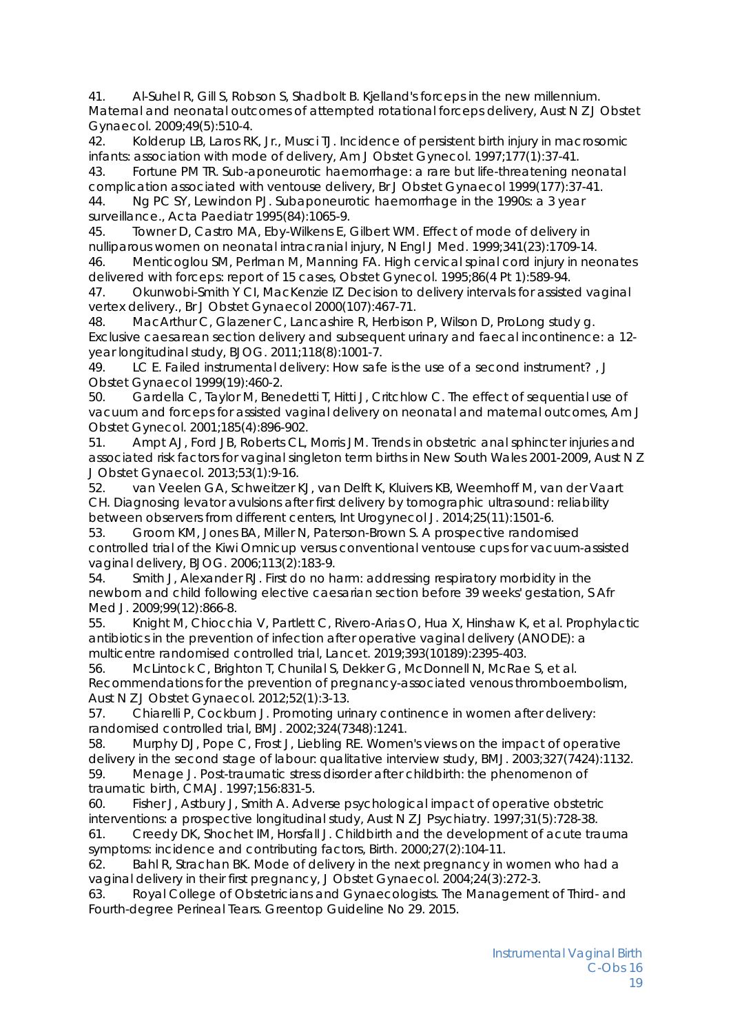41. Al-Suhel R, Gill S, Robson S, Shadbolt B. Kjelland's forceps in the new millennium. Maternal and neonatal outcomes of attempted rotational forceps delivery, Aust N Z J Obstet Gynaecol. 2009;49(5):510-4.
42. Kolderup LB, Laros RK, Jr., Musci TJ. Incidence of persistent birth injury in macrosomic infants: association with mode of delivery, Am J Obstet Gynecol. 1997;177(1):37-41.
43. Fortune PM TR. Sub-aponeurotic haemorrhage: a rare but life-threatening neonatal complication associated with ventouse delivery, Br J Obstet Gynaecol 1999(177):37-41.
44. Ng PC SY, Lewindon PJ. Subaponeurotic haemorrhage in the 1990s: a 3 year surveillance., Acta Paediatr 1995(84):1065-9.
45. Towner D, Castro MA, Eby-Wilkens E, Gilbert WM. Effect of mode of delivery in nulliparous women on neonatal intracranial injury, N Engl J Med. 1999;341(23):1709-14.
46. Menticoglou SM, Perlman M, Manning FA. High cervical spinal cord injury in neonates delivered with forceps: report of 15 cases, Obstet Gynecol. 1995;86(4 Pt 1):589-94.
47. Okunwobi-Smith Y CI, MacKenzie IZ. Decision to delivery intervals for assisted vaginal vertex delivery., Br J Obstet Gynaecol 2000(107):467-71.
48. MacArthur C, Glazener C, Lancashire R, Herbison P, Wilson D, ProLong study g. Exclusive caesarean section delivery and subsequent urinary and faecal incontinence: a 12-year longitudinal study, BJOG. 2011;118(8):1001-7.
49. LC E. Failed instrumental delivery: How safe is the use of a second instrument? , J Obstet Gynaecol 1999(19):460-2.
50. Gardella C, Taylor M, Benedetti T, Hitti J, Critchlow C. The effect of sequential use of vacuum and forceps for assisted vaginal delivery on neonatal and maternal outcomes, Am J Obstet Gynecol. 2001;185(4):896-902.
51. Ampt AJ, Ford JB, Roberts CL, Morris JM. Trends in obstetric anal sphincter injuries and associated risk factors for vaginal singleton term births in New South Wales 2001-2009, Aust N Z J Obstet Gynaecol. 2013;53(1):9-16.
52. van Veelen GA, Schweitzer KJ, van Delft K, Kluivers KB, Weemhoff M, van der Vaart CH. Diagnosing levator avulsions after first delivery by tomographic ultrasound: reliability between observers from different centers, Int Urogynecol J. 2014;25(11):1501-6.
53. Groom KM, Jones BA, Miller N, Paterson-Brown S. A prospective randomised controlled trial of the Kiwi Omnicup versus conventional ventouse cups for vacuum-assisted vaginal delivery, BJOG. 2006;113(2):183-9.
54. Smith J, Alexander RJ. First do no harm: addressing respiratory morbidity in the newborn and child following elective caesarian section before 39 weeks' gestation, S Afr Med J. 2009;99(12):866-8.
55. Knight M, Chiocchia V, Partlett C, Rivero-Arias O, Hua X, Hinshaw K, et al. Prophylactic antibiotics in the prevention of infection after operative vaginal delivery (ANODE): a multicentre randomised controlled trial, Lancet. 2019;393(10189):2395-403.
56. McLintock C, Brighton T, Chunilal S, Dekker G, McDonnell N, McRae S, et al. Recommendations for the prevention of pregnancy-associated venous thromboembolism, Aust N Z J Obstet Gynaecol. 2012;52(1):3-13.
57. Chiarelli P, Cockburn J. Promoting urinary continence in women after delivery: randomised controlled trial, BMJ. 2002;324(7348):1241.
58. Murphy DJ, Pope C, Frost J, Liebling RE. Women's views on the impact of operative delivery in the second stage of labour: qualitative interview study, BMJ. 2003;327(7424):1132.
59. Menage J. Post-traumatic stress disorder after childbirth: the phenomenon of traumatic birth, CMAJ. 1997;156:831-5.
60. Fisher J, Astbury J, Smith A. Adverse psychological impact of operative obstetric interventions: a prospective longitudinal study, Aust N Z J Psychiatry. 1997;31(5):728-38.
61. Creedy DK, Shochet IM, Horsfall J. Childbirth and the development of acute trauma symptoms: incidence and contributing factors, Birth. 2000;27(2):104-11.
62. Bahl R, Strachan BK. Mode of delivery in the next pregnancy in women who had a vaginal delivery in their first pregnancy, J Obstet Gynaecol. 2004;24(3):272-3.
63. Royal College of Obstetricians and Gynaecologists. The Management of Third- and Fourth-degree Perineal Tears. Greentop Guideline No 29. 2015.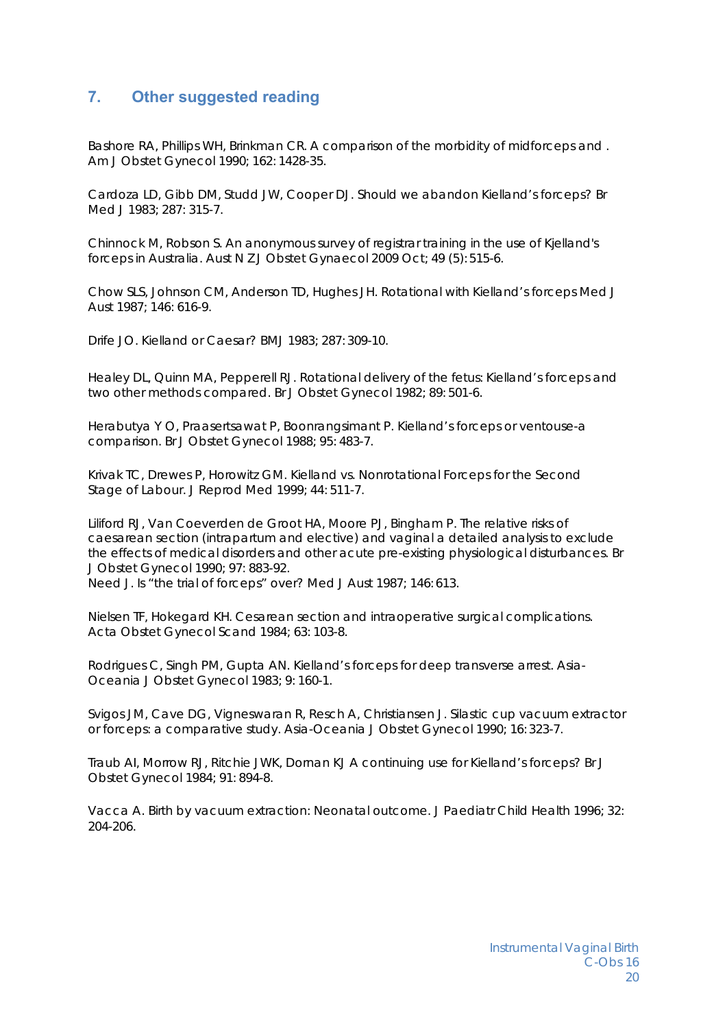## 7. Other suggested reading

Bashore RA, Phillips WH, Brinkman CR. A comparison of the morbidity of midforceps and . Am J Obstet Gynecol 1990; 162: 1428-35.

Cardoza LD, Gibb DM, Studd JW, Cooper DJ. Should we abandon Kielland's forceps? Br Med J 1983; 287: 315-7.

Chinnock M, Robson S. An anonymous survey of registrar training in the use of Kjelland's forceps in Australia. Aust N Z J Obstet Gynaecol 2009 Oct; 49 (5): 515-6.

Chow SLS, Johnson CM, Anderson TD, Hughes JH. Rotational with Kielland's forceps Med J Aust 1987; 146: 616-9.

Drife JO. Kielland or Caesar? BMJ 1983; 287: 309-10.

Healey DL, Quinn MA, Pepperell RJ. Rotational delivery of the fetus: Kielland's forceps and two other methods compared. Br J Obstet Gynecol 1982; 89: 501-6.

Herabutya Y O, Praasertsawat P, Boonrangsimant P. Kielland's forceps or ventouse-a comparison. Br J Obstet Gynecol 1988; 95: 483-7.

Krivak TC, Drewes P, Horowitz GM. Kielland vs. Nonrotational Forceps for the Second Stage of Labour. J Reprod Med 1999; 44: 511-7.

Liliford RJ, Van Coeverden de Groot HA, Moore PJ, Bingham P. The relative risks of caesarean section (intrapartum and elective) and vaginal a detailed analysis to exclude the effects of medical disorders and other acute pre-existing physiological disturbances. Br J Obstet Gynecol 1990; 97: 883-92.
Need J. Is "the trial of forceps" over? Med J Aust 1987; 146: 613.

Nielsen TF, Hokegard KH. Cesarean section and intraoperative surgical complications. Acta Obstet Gynecol Scand 1984; 63: 103-8.

Rodrigues C, Singh PM, Gupta AN. Kielland's forceps for deep transverse arrest. Asia-Oceania J Obstet Gynecol 1983; 9: 160-1.

Svigos JM, Cave DG, Vigneswaran R, Resch A, Christiansen J. Silastic cup vacuum extractor or forceps: a comparative study. Asia-Oceania J Obstet Gynecol 1990; 16: 323-7.

Traub AI, Morrow RJ, Ritchie JWK, Dornan KJ A continuing use for Kielland's forceps? Br J Obstet Gynecol 1984; 91: 894-8.

Vacca A. Birth by vacuum extraction: Neonatal outcome. J Paediatr Child Health 1996; 32: 204-206.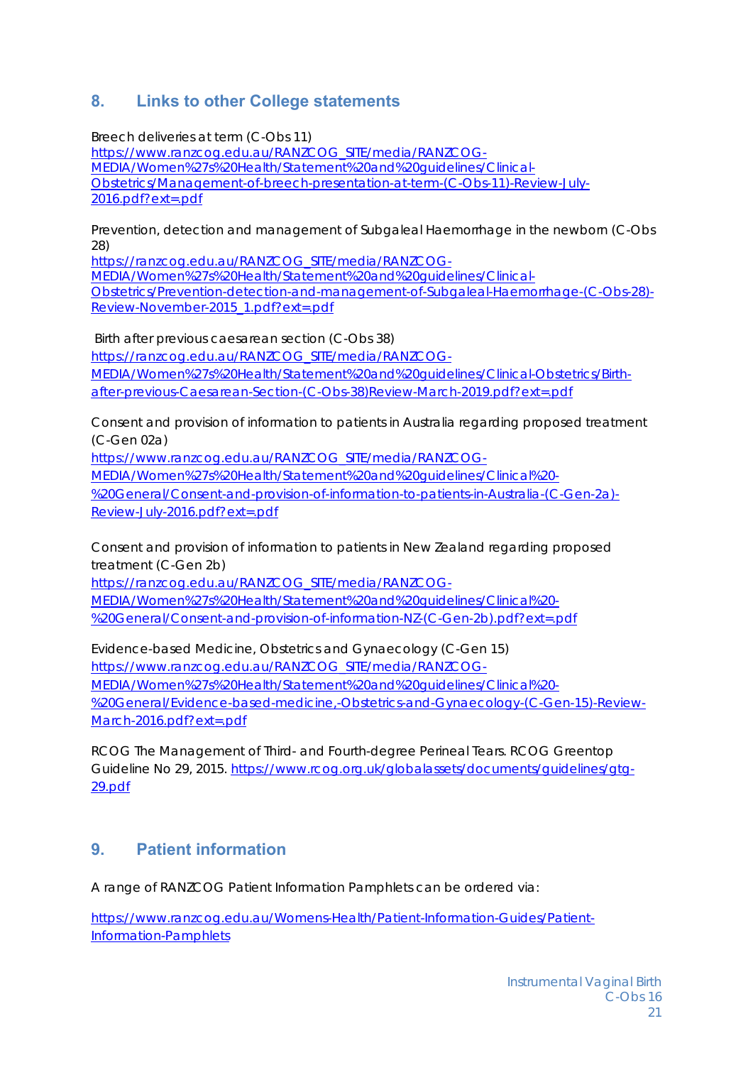## 8. Links to other College statements

Breech deliveries at term (C-Obs 11)
https://www.ranzcog.edu.au/RANZCOG_SITE/media/RANZCOG-MEDIA/Women%27s%20Health/Statement%20and%20guidelines/Clinical-Obstetrics/Management-of-breech-presentation-at-term-(C-Obs-11)-Review-July-2016.pdf?ext=.pdf

Prevention, detection and management of Subgaleal Haemorrhage in the newborn (C-Obs 28)
https://ranzcog.edu.au/RANZCOG_SITE/media/RANZCOG-MEDIA/Women%27s%20Health/Statement%20and%20guidelines/Clinical-Obstetrics/Prevention-detection-and-management-of-Subgaleal-Haemorrhage-(C-Obs-28)-Review-November-2015_1.pdf?ext=.pdf

Birth after previous caesarean section (C-Obs 38)
https://ranzcog.edu.au/RANZCOG_SITE/media/RANZCOG-MEDIA/Women%27s%20Health/Statement%20and%20guidelines/Clinical-Obstetrics/Birth-after-previous-Caesarean-Section-(C-Obs-38)Review-March-2019.pdf?ext=.pdf

Consent and provision of information to patients in Australia regarding proposed treatment (C-Gen 02a)
https://www.ranzcog.edu.au/RANZCOG_SITE/media/RANZCOG-MEDIA/Women%27s%20Health/Statement%20and%20guidelines/Clinical%20-%20General/Consent-and-provision-of-information-to-patients-in-Australia-(C-Gen-2a)-Review-July-2016.pdf?ext=.pdf

Consent and provision of information to patients in New Zealand regarding proposed treatment (C-Gen 2b)
https://ranzcog.edu.au/RANZCOG_SITE/media/RANZCOG-MEDIA/Women%27s%20Health/Statement%20and%20guidelines/Clinical%20-%20General/Consent-and-provision-of-information-NZ-(C-Gen-2b).pdf?ext=.pdf

Evidence-based Medicine, Obstetrics and Gynaecology (C-Gen 15)
https://www.ranzcog.edu.au/RANZCOG_SITE/media/RANZCOG-MEDIA/Women%27s%20Health/Statement%20and%20guidelines/Clinical%20-%20General/Evidence-based-medicine,-Obstetrics-and-Gynaecology-(C-Gen-15)-Review-March-2016.pdf?ext=.pdf

RCOG The Management of Third- and Fourth-degree Perineal Tears. RCOG Greentop Guideline No 29, 2015. https://www.rcog.org.uk/globalassets/documents/guidelines/gtg-29.pdf

## 9. Patient information

A range of RANZCOG Patient Information Pamphlets can be ordered via:

https://www.ranzcog.edu.au/Womens-Health/Patient-Information-Guides/Patient-Information-Pamphlets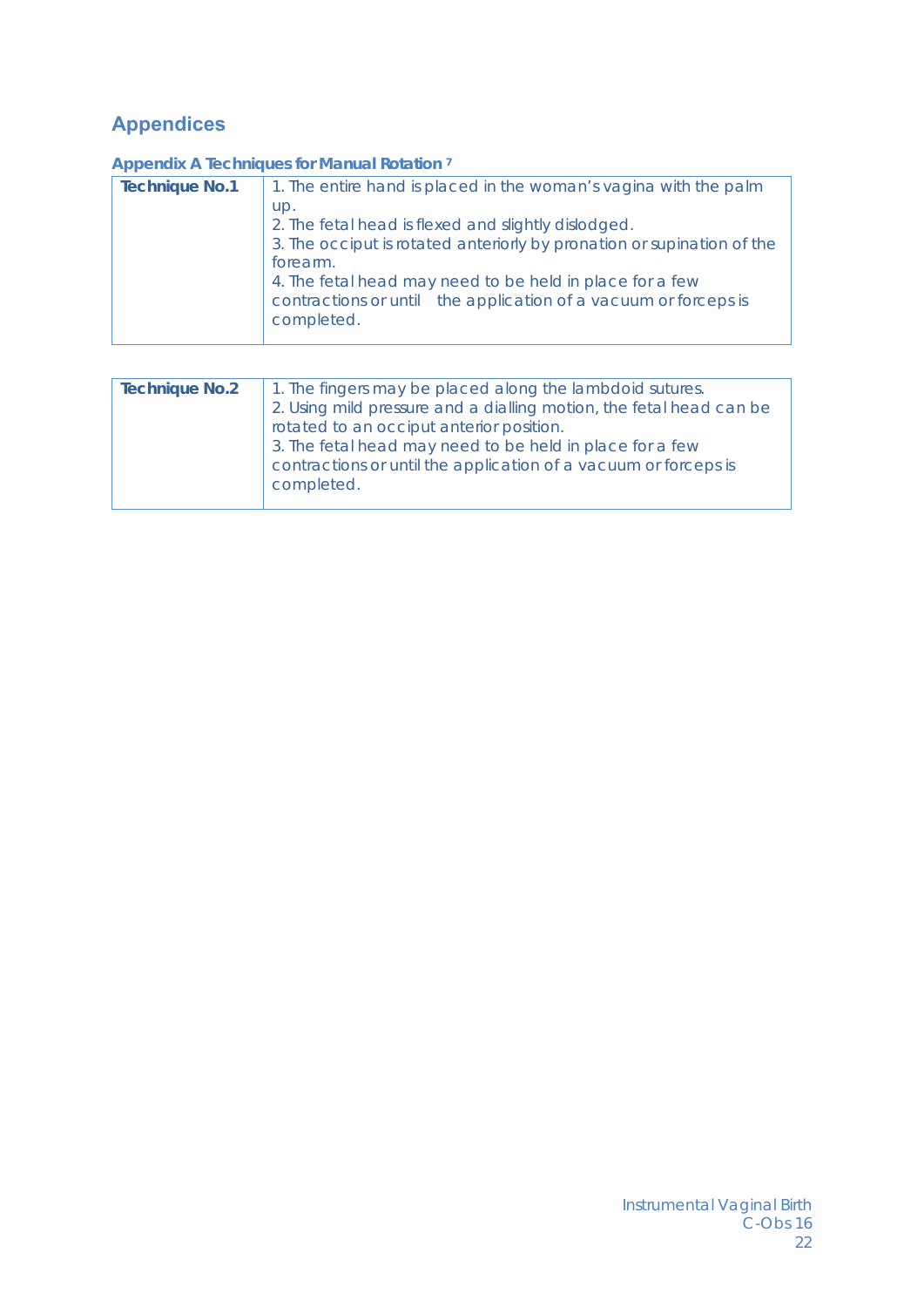# Appendices

### Appendix A Techniques for Manual Rotation [7]

| | |
|---|---|
| **Technique No.1** | 1. The entire hand is placed in the woman's vagina with the palm up.<br>2. The fetal head is flexed and slightly dislodged.<br>3. The occiput is rotated anteriorly by pronation or supination of the forearm.<br>4. The fetal head may need to be held in place for a few contractions or until the application of a vacuum or forceps is completed. |

| | |
|---|---|
| **Technique No.2** | 1. The fingers may be placed along the lambdoid sutures.<br>2. Using mild pressure and a dialling motion, the fetal head can be rotated to an occiput anterior position.<br>3. The fetal head may need to be held in place for a few contractions or until the application of a vacuum or forceps is completed. |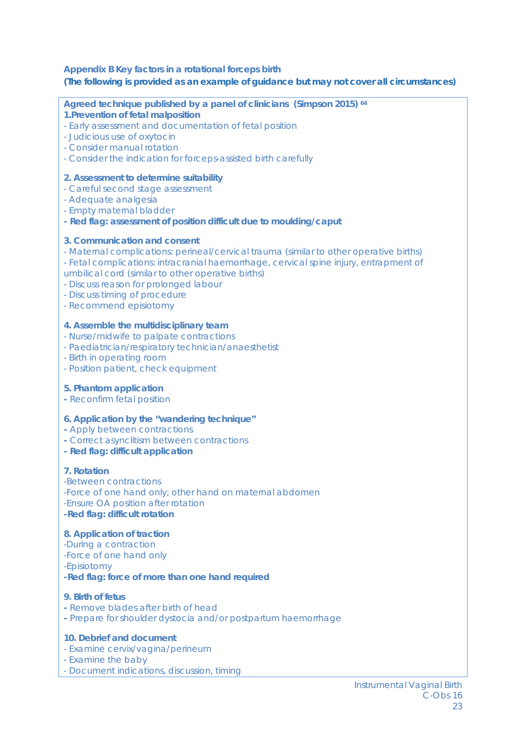## Appendix B Key factors in a rotational forceps birth

**(The following is provided as an example of guidance but may not cover all circumstances)**

**Agreed technique published by a panel of clinicians (Simpson 2015)[64]**

**1.Prevention of fetal malposition**

- Early assessment and documentation of fetal position
- Judicious use of oxytocin
- Consider manual rotation
- Consider the indication for forceps-assisted birth carefully

**2. Assessment to determine suitability**

- Careful second stage assessment
- Adequate analgesia
- Empty maternal bladder
- **Red flag: assessment of position difficult due to moulding/caput**

**3. Communication and consent**

- Maternal complications: perineal/cervical trauma (similar to other operative births)
- Fetal complications: intracranial haemorrhage, cervical spine injury, entrapment of umbilical cord (similar to other operative births)
- Discuss reason for prolonged labour
- Discuss timing of procedure
- Recommend episiotomy

**4. Assemble the multidisciplinary team**

- Nurse/midwife to palpate contractions
- Paediatrician/respiratory technician/anaesthetist
- Birth in operating room
- Position patient, check equipment

**5. Phantom application**

- Reconfirm fetal position

**6. Application by the "wandering technique"**

- Apply between contractions
- Correct asynclitism between contractions
- **Red flag: difficult application**

**7. Rotation**

- Between contractions
- Force of one hand only; other hand on maternal abdomen
- Ensure OA position after rotation
- **Red flag: difficult rotation**

**8. Application of traction**

- During a contraction
- Force of one hand only
- Episiotomy
- **Red flag: force of more than one hand required**

**9. Birth of fetus**

- Remove blades after birth of head
- Prepare for shoulder dystocia and/or postpartum haemorrhage

**10. Debrief and document**

- Examine cervix/vagina/perineum
- Examine the baby
- Document indications, discussion, timing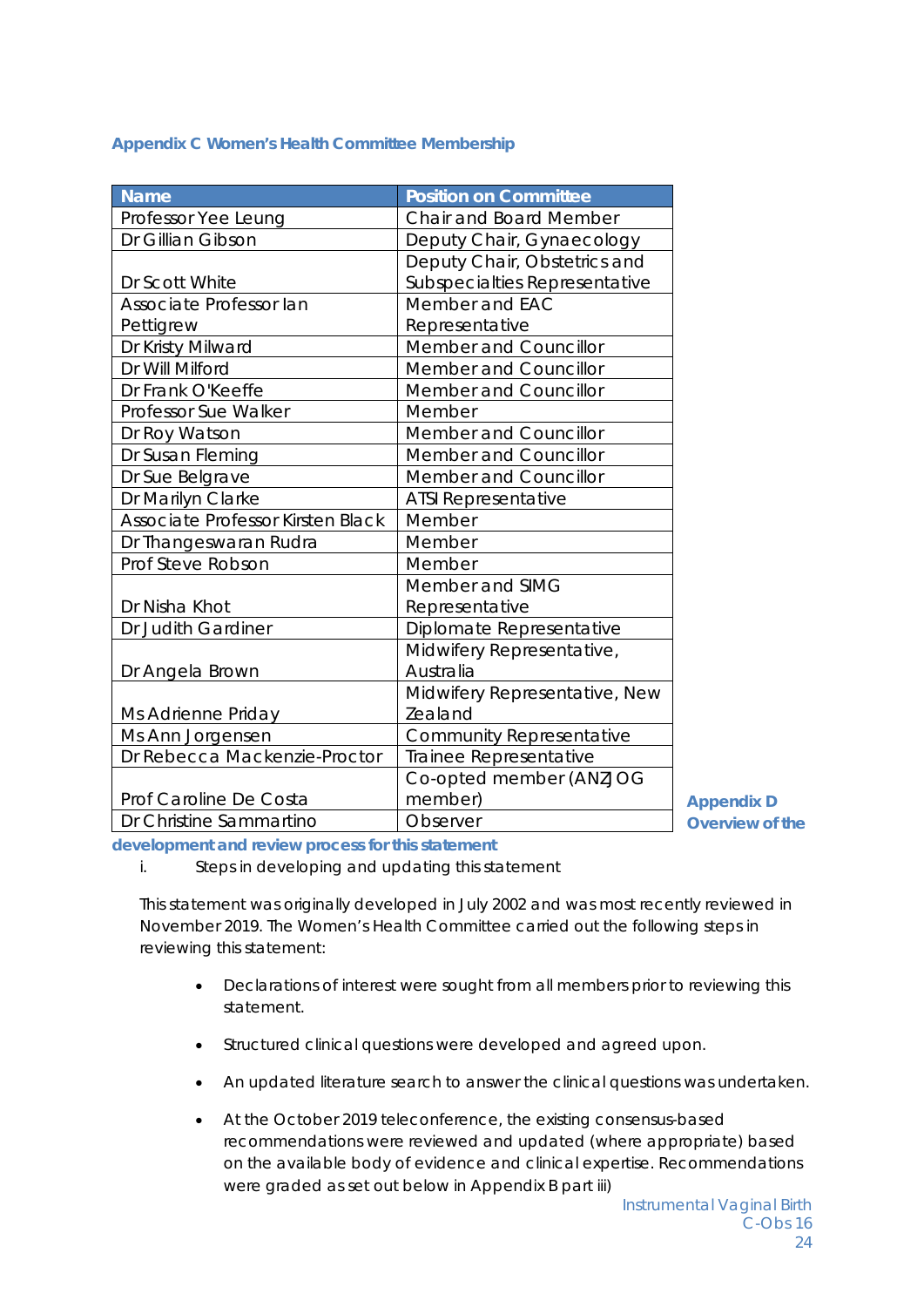### Appendix C Women's Health Committee Membership

| Name | Position on Committee |
|---|---|
| Professor Yee Leung | Chair and Board Member |
| Dr Gillian Gibson | Deputy Chair, Gynaecology |
| Dr Scott White | Deputy Chair, Obstetrics and Subspecialties Representative |
| Associate Professor Ian Pettigrew | Member and EAC Representative |
| Dr Kristy Milward | Member and Councillor |
| Dr Will Milford | Member and Councillor |
| Dr Frank O'Keeffe | Member and Councillor |
| Professor Sue Walker | Member |
| Dr Roy Watson | Member and Councillor |
| Dr Susan Fleming | Member and Councillor |
| Dr Sue Belgrave | Member and Councillor |
| Dr Marilyn Clarke | ATSI Representative |
| Associate Professor Kirsten Black | Member |
| Dr Thangeswaran Rudra | Member |
| Prof Steve Robson | Member |
| Dr Nisha Khot | Member and SIMG Representative |
| Dr Judith Gardiner | Diplomate Representative |
| Dr Angela Brown | Midwifery Representative, Australia |
| Ms Adrienne Priday | Midwifery Representative, New Zealand |
| Ms Ann Jorgensen | Community Representative |
| Dr Rebecca Mackenzie-Proctor | Trainee Representative |
| Prof Caroline De Costa | Co-opted member (ANZJOG member) |
| Dr Christine Sammartino | Observer |

### Appendix D Overview of the development and review process for this statement

i. Steps in developing and updating this statement

This statement was originally developed in July 2002 and was most recently reviewed in November 2019. The Women's Health Committee carried out the following steps in reviewing this statement:

- Declarations of interest were sought from all members prior to reviewing this statement.
- Structured clinical questions were developed and agreed upon.
- An updated literature search to answer the clinical questions was undertaken.
- At the October 2019 teleconference, the existing consensus-based recommendations were reviewed and updated (where appropriate) based on the available body of evidence and clinical expertise. Recommendations were graded as set out below in Appendix B part iii)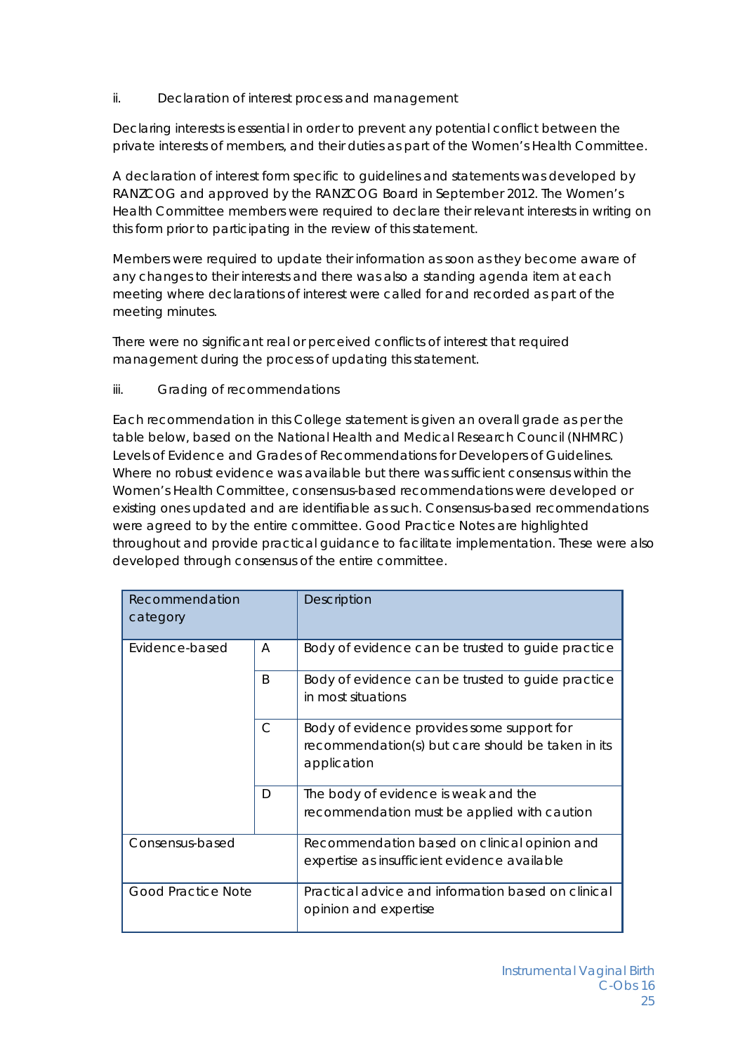ii. Declaration of interest process and management

Declaring interests is essential in order to prevent any potential conflict between the private interests of members, and their duties as part of the Women's Health Committee.

A declaration of interest form specific to guidelines and statements was developed by RANZCOG and approved by the RANZCOG Board in September 2012. The Women's Health Committee members were required to declare their relevant interests in writing on this form prior to participating in the review of this statement.

Members were required to update their information as soon as they become aware of any changes to their interests and there was also a standing agenda item at each meeting where declarations of interest were called for and recorded as part of the meeting minutes.

There were no significant real or perceived conflicts of interest that required management during the process of updating this statement.

iii. Grading of recommendations

Each recommendation in this College statement is given an overall grade as per the table below, based on the National Health and Medical Research Council (NHMRC) Levels of Evidence and Grades of Recommendations for Developers of Guidelines. Where no robust evidence was available but there was sufficient consensus within the Women's Health Committee, consensus-based recommendations were developed or existing ones updated and are identifiable as such. Consensus-based recommendations were agreed to by the entire committee. Good Practice Notes are highlighted throughout and provide practical guidance to facilitate implementation. These were also developed through consensus of the entire committee.

| Recommendation category | | Description |
|---|---|---|
| Evidence-based | A | Body of evidence can be trusted to guide practice |
| | B | Body of evidence can be trusted to guide practice in most situations |
| | C | Body of evidence provides some support for recommendation(s) but care should be taken in its application |
| | D | The body of evidence is weak and the recommendation must be applied with caution |
| Consensus-based | | Recommendation based on clinical opinion and expertise as insufficient evidence available |
| Good Practice Note | | Practical advice and information based on clinical opinion and expertise |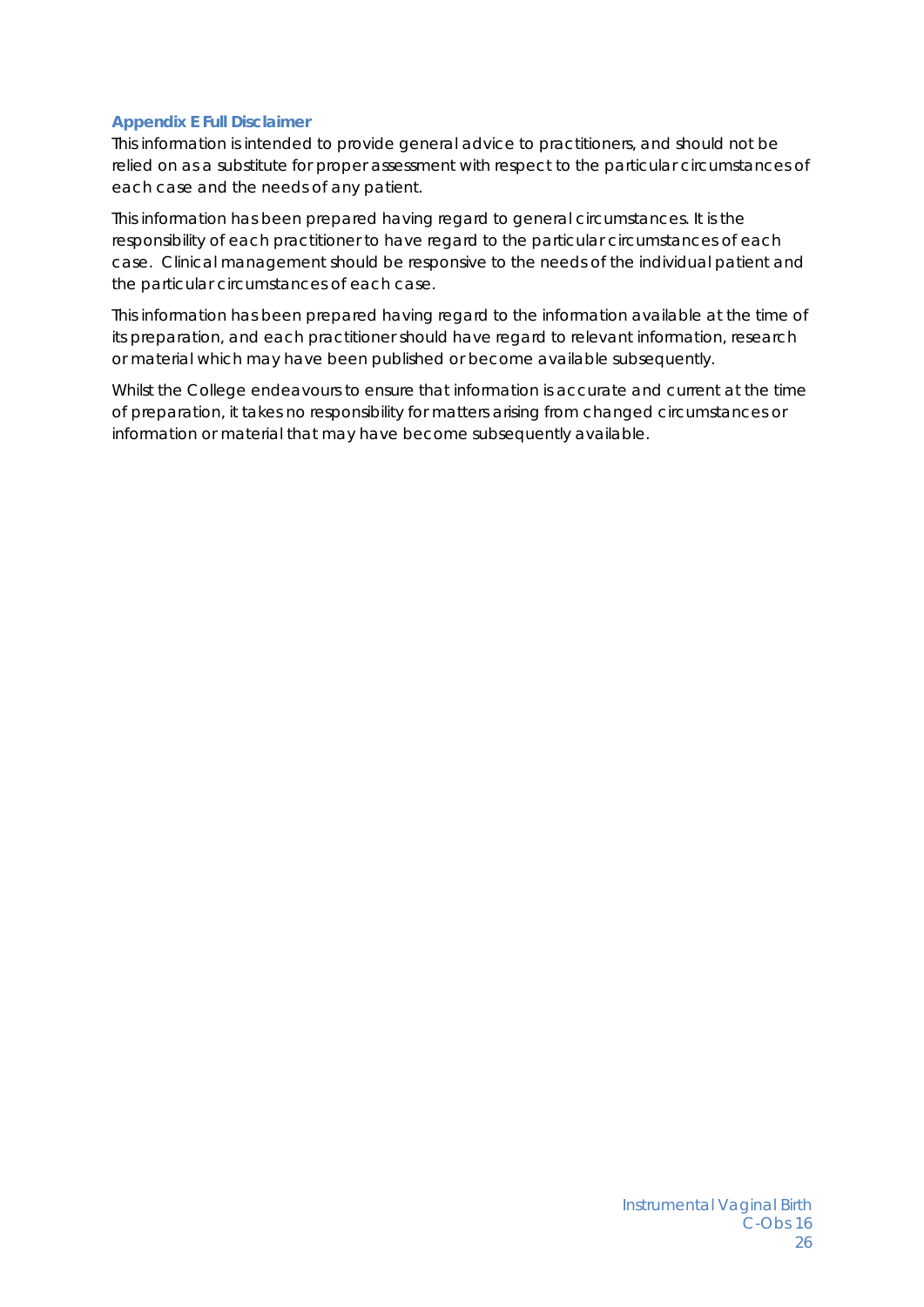### Appendix E Full Disclaimer

This information is intended to provide general advice to practitioners, and should not be relied on as a substitute for proper assessment with respect to the particular circumstances of each case and the needs of any patient.

This information has been prepared having regard to general circumstances. It is the responsibility of each practitioner to have regard to the particular circumstances of each case. Clinical management should be responsive to the needs of the individual patient and the particular circumstances of each case.

This information has been prepared having regard to the information available at the time of its preparation, and each practitioner should have regard to relevant information, research or material which may have been published or become available subsequently.

Whilst the College endeavours to ensure that information is accurate and current at the time of preparation, it takes no responsibility for matters arising from changed circumstances or information or material that may have become subsequently available.